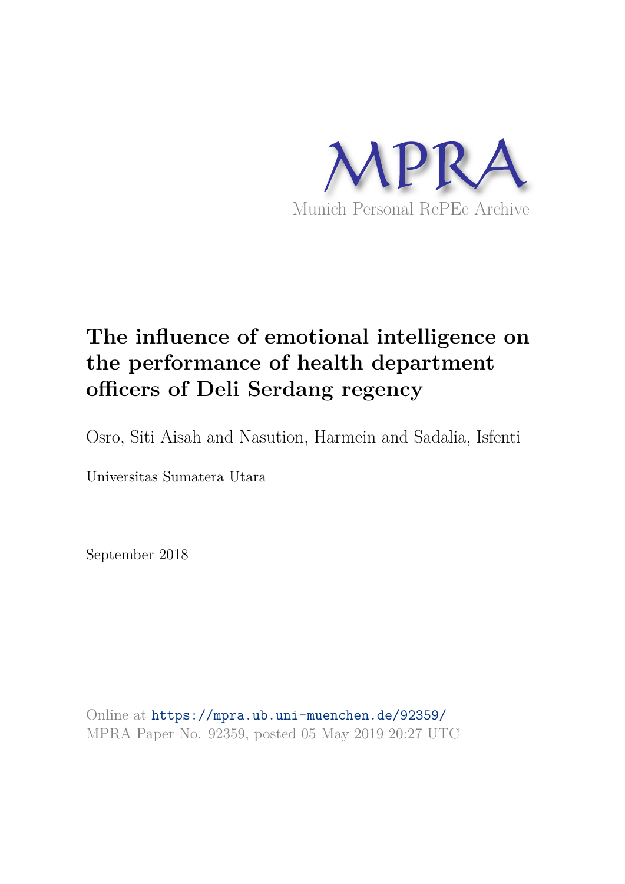MPRA

Munich Personal RePEc Archive

# The influence of emotional intelligence on the performance of health department officers of Deli Serdang regency

Osro, Siti Aisah and Nasution, Harmein and Sadalia, Isfenti

Universitas Sumatera Utara

September 2018

Online at https://mpra.ub.uni-muenchen.de/92359/
MPRA Paper No. 92359, posted 05 May 2019 20:27 UTC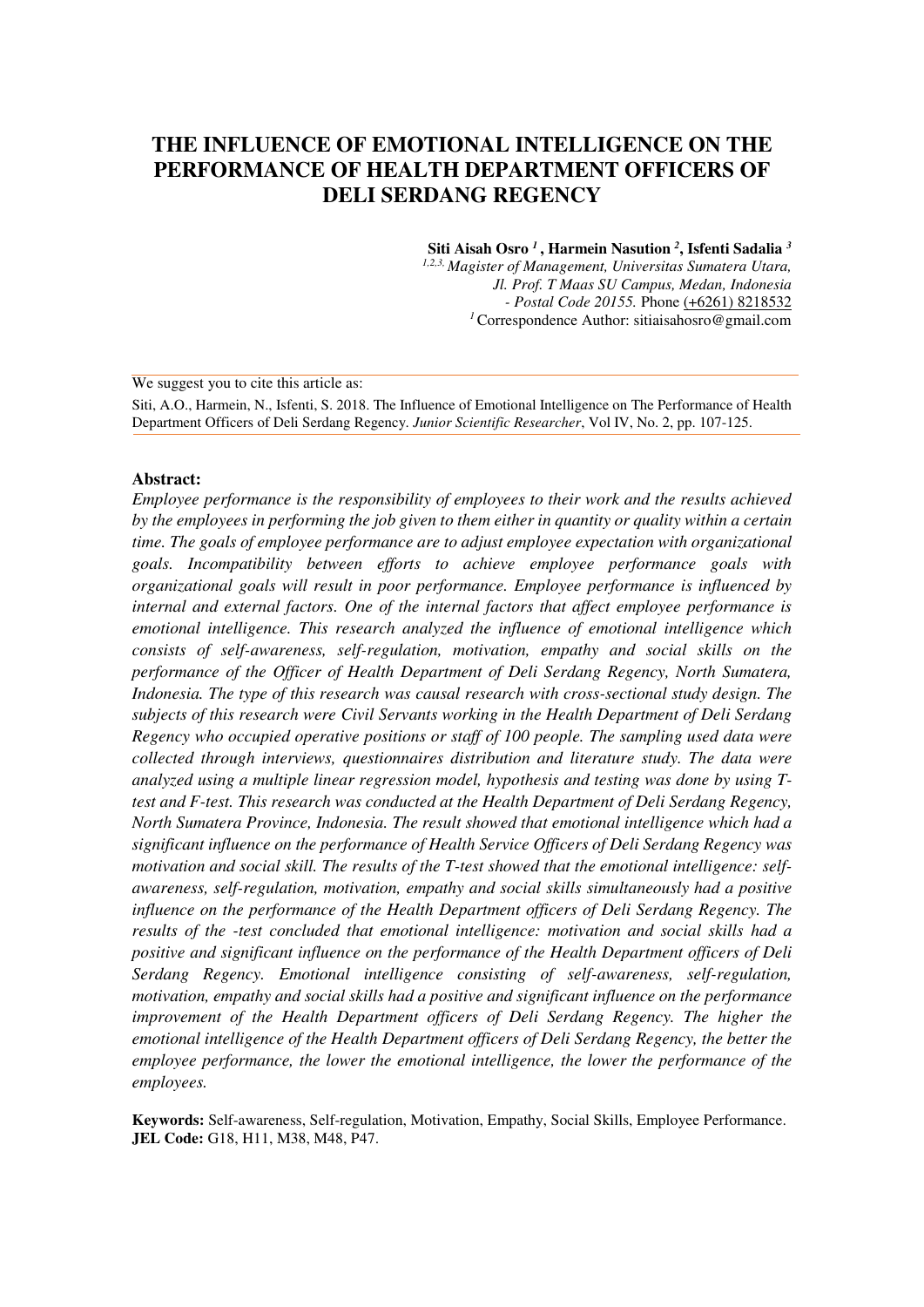# THE INFLUENCE OF EMOTIONAL INTELLIGENCE ON THE PERFORMANCE OF HEALTH DEPARTMENT OFFICERS OF DELI SERDANG REGENCY

**Siti Aisah Osro [1], Harmein Nasution [2], Isfenti Sadalia [3]**

[1,2,3] *Magister of Management, Universitas Sumatera Utara, Jl. Prof. T Maas SU Campus, Medan, Indonesia - Postal Code 20155.* Phone (+6261) 8218532

[1] Correspondence Author: sitiaisahosro@gmail.com

We suggest you to cite this article as:

Siti, A.O., Harmein, N., Isfenti, S. 2018. The Influence of Emotional Intelligence on The Performance of Health Department Officers of Deli Serdang Regency. *Junior Scientific Researcher*, Vol IV, No. 2, pp. 107-125.

**Abstract:**

*Employee performance is the responsibility of employees to their work and the results achieved by the employees in performing the job given to them either in quantity or quality within a certain time. The goals of employee performance are to adjust employee expectation with organizational goals. Incompatibility between efforts to achieve employee performance goals with organizational goals will result in poor performance. Employee performance is influenced by internal and external factors. One of the internal factors that affect employee performance is emotional intelligence. This research analyzed the influence of emotional intelligence which consists of self-awareness, self-regulation, motivation, empathy and social skills on the performance of the Officer of Health Department of Deli Serdang Regency, North Sumatera, Indonesia. The type of this research was causal research with cross-sectional study design. The subjects of this research were Civil Servants working in the Health Department of Deli Serdang Regency who occupied operative positions or staff of 100 people. The sampling used data were collected through interviews, questionnaires distribution and literature study. The data were analyzed using a multiple linear regression model, hypothesis and testing was done by using T-test and F-test. This research was conducted at the Health Department of Deli Serdang Regency, North Sumatera Province, Indonesia. The result showed that emotional intelligence which had a significant influence on the performance of Health Service Officers of Deli Serdang Regency was motivation and social skill. The results of the T-test showed that the emotional intelligence: self-awareness, self-regulation, motivation, empathy and social skills simultaneously had a positive influence on the performance of the Health Department officers of Deli Serdang Regency. The results of the -test concluded that emotional intelligence: motivation and social skills had a positive and significant influence on the performance of the Health Department officers of Deli Serdang Regency. Emotional intelligence consisting of self-awareness, self-regulation, motivation, empathy and social skills had a positive and significant influence on the performance improvement of the Health Department officers of Deli Serdang Regency. The higher the emotional intelligence of the Health Department officers of Deli Serdang Regency, the better the employee performance, the lower the emotional intelligence, the lower the performance of the employees.*

**Keywords:** Self-awareness, Self-regulation, Motivation, Empathy, Social Skills, Employee Performance.

**JEL Code:** G18, H11, M38, M48, P47.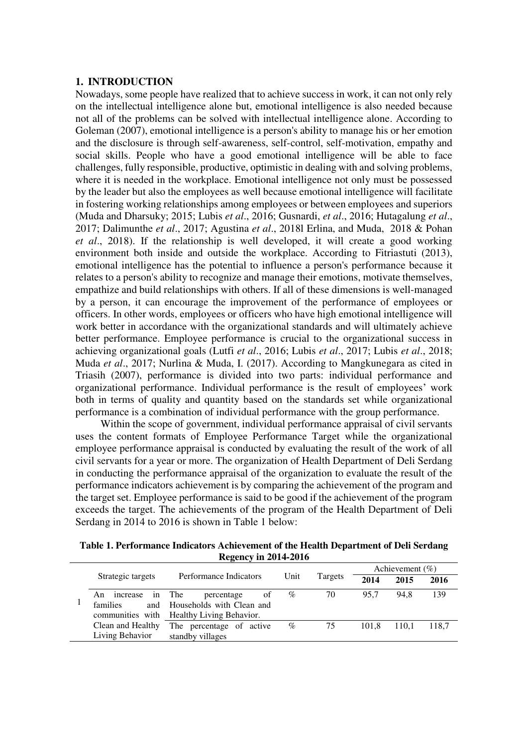## 1. INTRODUCTION

Nowadays, some people have realized that to achieve success in work, it can not only rely on the intellectual intelligence alone but, emotional intelligence is also needed because not all of the problems can be solved with intellectual intelligence alone. According to Goleman (2007), emotional intelligence is a person's ability to manage his or her emotion and the disclosure is through self-awareness, self-control, self-motivation, empathy and social skills. People who have a good emotional intelligence will be able to face challenges, fully responsible, productive, optimistic in dealing with and solving problems, where it is needed in the workplace. Emotional intelligence not only must be possessed by the leader but also the employees as well because emotional intelligence will facilitate in fostering working relationships among employees or between employees and superiors (Muda and Dharsuky; 2015; Lubis *et al*., 2016; Gusnardi, *et al*., 2016; Hutagalung *et al*., 2017; Dalimunthe *et al*., 2017; Agustina *et al*., 2018l Erlina, and Muda, 2018 & Pohan *et al*., 2018). If the relationship is well developed, it will create a good working environment both inside and outside the workplace. According to Fitriastuti (2013), emotional intelligence has the potential to influence a person's performance because it relates to a person's ability to recognize and manage their emotions, motivate themselves, empathize and build relationships with others. If all of these dimensions is well-managed by a person, it can encourage the improvement of the performance of employees or officers. In other words, employees or officers who have high emotional intelligence will work better in accordance with the organizational standards and will ultimately achieve better performance. Employee performance is crucial to the organizational success in achieving organizational goals (Lutfi *et al*., 2016; Lubis *et al*., 2017; Lubis *et al*., 2018; Muda *et al*., 2017; Nurlina & Muda, I. (2017). According to Mangkunegara as cited in Triasih (2007), performance is divided into two parts: individual performance and organizational performance. Individual performance is the result of employees' work both in terms of quality and quantity based on the standards set while organizational performance is a combination of individual performance with the group performance.

Within the scope of government, individual performance appraisal of civil servants uses the content formats of Employee Performance Target while the organizational employee performance appraisal is conducted by evaluating the result of the work of all civil servants for a year or more. The organization of Health Department of Deli Serdang in conducting the performance appraisal of the organization to evaluate the result of the performance indicators achievement is by comparing the achievement of the program and the target set. Employee performance is said to be good if the achievement of the program exceeds the target. The achievements of the program of the Health Department of Deli Serdang in 2014 to 2016 is shown in Table 1 below:

**Table 1. Performance Indicators Achievement of the Health Department of Deli Serdang Regency in 2014-2016**

| | Strategic targets | Performance Indicators | Unit | Targets | Achievement (%) | | |
|---|---|---|---|---|---|---|---|
| | | | | | **2014** | **2015** | **2016** |
| 1 | An increase in families and communities with Clean and Healthy Living Behavior | The percentage of Households with Clean and Healthy Living Behavior. | % | 70 | 95,7 | 94,8 | 139 |
| | | The percentage of active standby villages | % | 75 | 101,8 | 110,1 | 118,7 |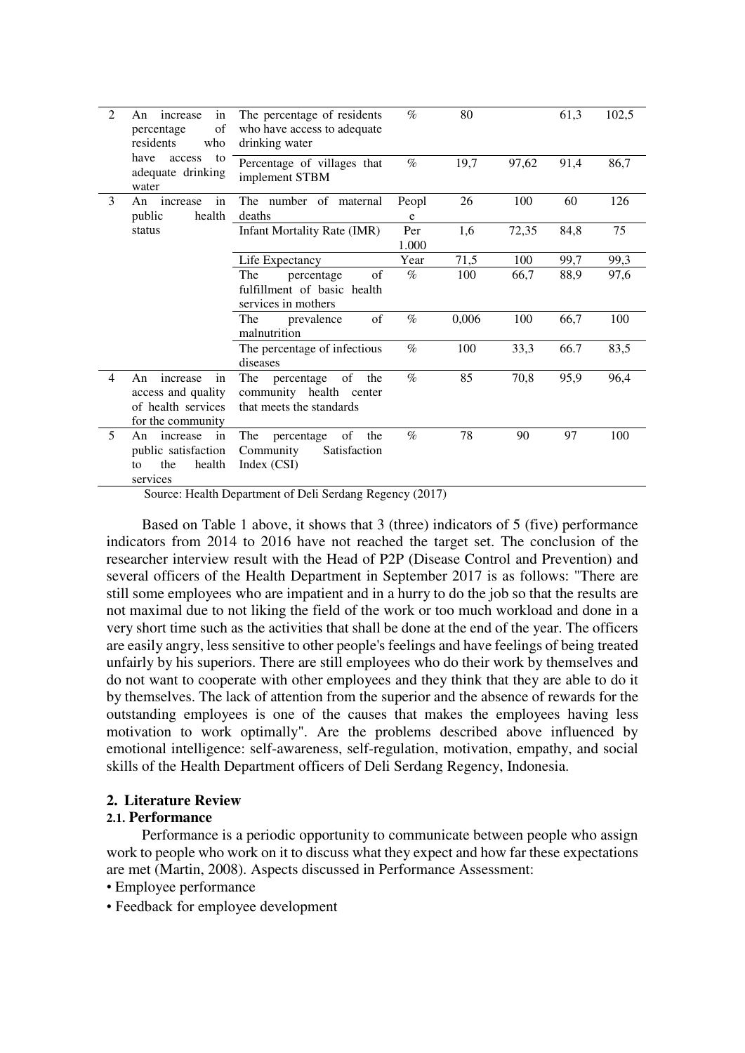| 2 | An increase in percentage of residents who have access to adequate drinking water | The percentage of residents who have access to adequate drinking water | % | 80 | | 61,3 | 102,5 |
|---|---|---|---|---|---|---|---|
| | | Percentage of villages that implement STBM | % | 19,7 | 97,62 | 91,4 | 86,7 |
| 3 | An increase in public health status | The number of maternal deaths | People | 26 | 100 | 60 | 126 |
| | | Infant Mortality Rate (IMR) | Per 1.000 | 1,6 | 72,35 | 84,8 | 75 |
| | | Life Expectancy | Year | 71,5 | 100 | 99,7 | 99,3 |
| | | The percentage of fulfillment of basic health services in mothers | % | 100 | 66,7 | 88,9 | 97,6 |
| | | The prevalence of malnutrition | % | 0,006 | 100 | 66,7 | 100 |
| | | The percentage of infectious diseases | % | 100 | 33,3 | 66.7 | 83,5 |
| 4 | An increase in access and quality of health services for the community | The percentage of the community health center that meets the standards | % | 85 | 70,8 | 95,9 | 96,4 |
| 5 | An increase in public satisfaction to the health services | The percentage of the Community Satisfaction Index (CSI) | % | 78 | 90 | 97 | 100 |

Source: Health Department of Deli Serdang Regency (2017)

Based on Table 1 above, it shows that 3 (three) indicators of 5 (five) performance indicators from 2014 to 2016 have not reached the target set. The conclusion of the researcher interview result with the Head of P2P (Disease Control and Prevention) and several officers of the Health Department in September 2017 is as follows: "There are still some employees who are impatient and in a hurry to do the job so that the results are not maximal due to not liking the field of the work or too much workload and done in a very short time such as the activities that shall be done at the end of the year. The officers are easily angry, less sensitive to other people's feelings and have feelings of being treated unfairly by his superiors. There are still employees who do their work by themselves and do not want to cooperate with other employees and they think that they are able to do it by themselves. The lack of attention from the superior and the absence of rewards for the outstanding employees is one of the causes that makes the employees having less motivation to work optimally". Are the problems described above influenced by emotional intelligence: self-awareness, self-regulation, motivation, empathy, and social skills of the Health Department officers of Deli Serdang Regency, Indonesia.

## 2. Literature Review

### 2.1. Performance

Performance is a periodic opportunity to communicate between people who assign work to people who work on it to discuss what they expect and how far these expectations are met (Martin, 2008). Aspects discussed in Performance Assessment:

- Employee performance
- Feedback for employee development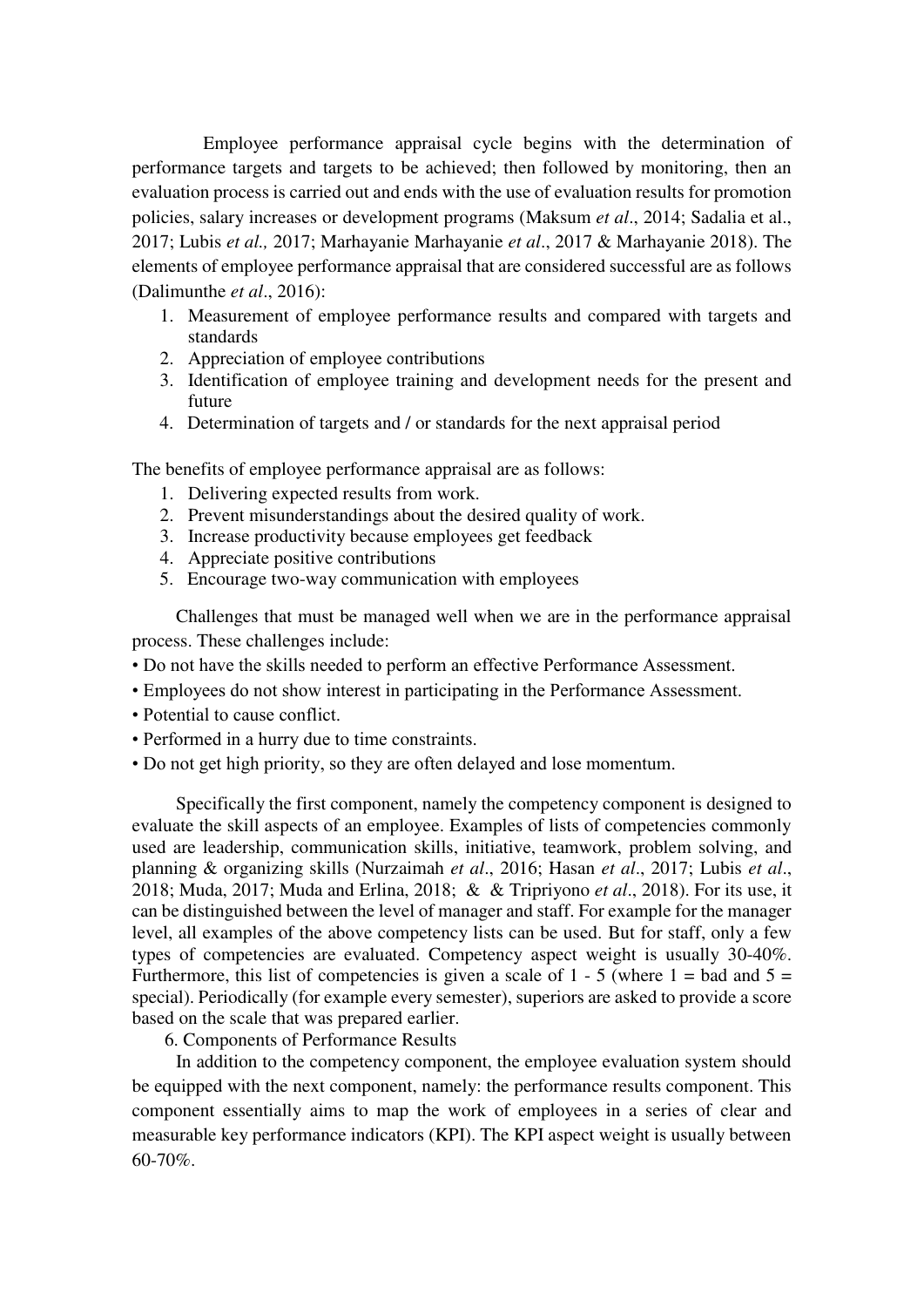Employee performance appraisal cycle begins with the determination of performance targets and targets to be achieved; then followed by monitoring, then an evaluation process is carried out and ends with the use of evaluation results for promotion policies, salary increases or development programs (Maksum *et al*., 2014; Sadalia et al., 2017; Lubis *et al.,* 2017; Marhayanie Marhayanie *et al*., 2017 & Marhayanie 2018). The elements of employee performance appraisal that are considered successful are as follows (Dalimunthe *et al*., 2016):

1. Measurement of employee performance results and compared with targets and standards
2. Appreciation of employee contributions
3. Identification of employee training and development needs for the present and future
4. Determination of targets and / or standards for the next appraisal period

The benefits of employee performance appraisal are as follows:

1. Delivering expected results from work.
2. Prevent misunderstandings about the desired quality of work.
3. Increase productivity because employees get feedback
4. Appreciate positive contributions
5. Encourage two-way communication with employees

Challenges that must be managed well when we are in the performance appraisal process. These challenges include:

- Do not have the skills needed to perform an effective Performance Assessment.
- Employees do not show interest in participating in the Performance Assessment.
- Potential to cause conflict.
- Performed in a hurry due to time constraints.
- Do not get high priority, so they are often delayed and lose momentum.

Specifically the first component, namely the competency component is designed to evaluate the skill aspects of an employee. Examples of lists of competencies commonly used are leadership, communication skills, initiative, teamwork, problem solving, and planning & organizing skills (Nurzaimah *et al*., 2016; Hasan *et al*., 2017; Lubis *et al*., 2018; Muda, 2017; Muda and Erlina, 2018; & & Tripriyono *et al*., 2018). For its use, it can be distinguished between the level of manager and staff. For example for the manager level, all examples of the above competency lists can be used. But for staff, only a few types of competencies are evaluated. Competency aspect weight is usually 30-40%. Furthermore, this list of competencies is given a scale of 1 - 5 (where 1 = bad and 5 = special). Periodically (for example every semester), superiors are asked to provide a score based on the scale that was prepared earlier.

6. Components of Performance Results

In addition to the competency component, the employee evaluation system should be equipped with the next component, namely: the performance results component. This component essentially aims to map the work of employees in a series of clear and measurable key performance indicators (KPI). The KPI aspect weight is usually between 60-70%.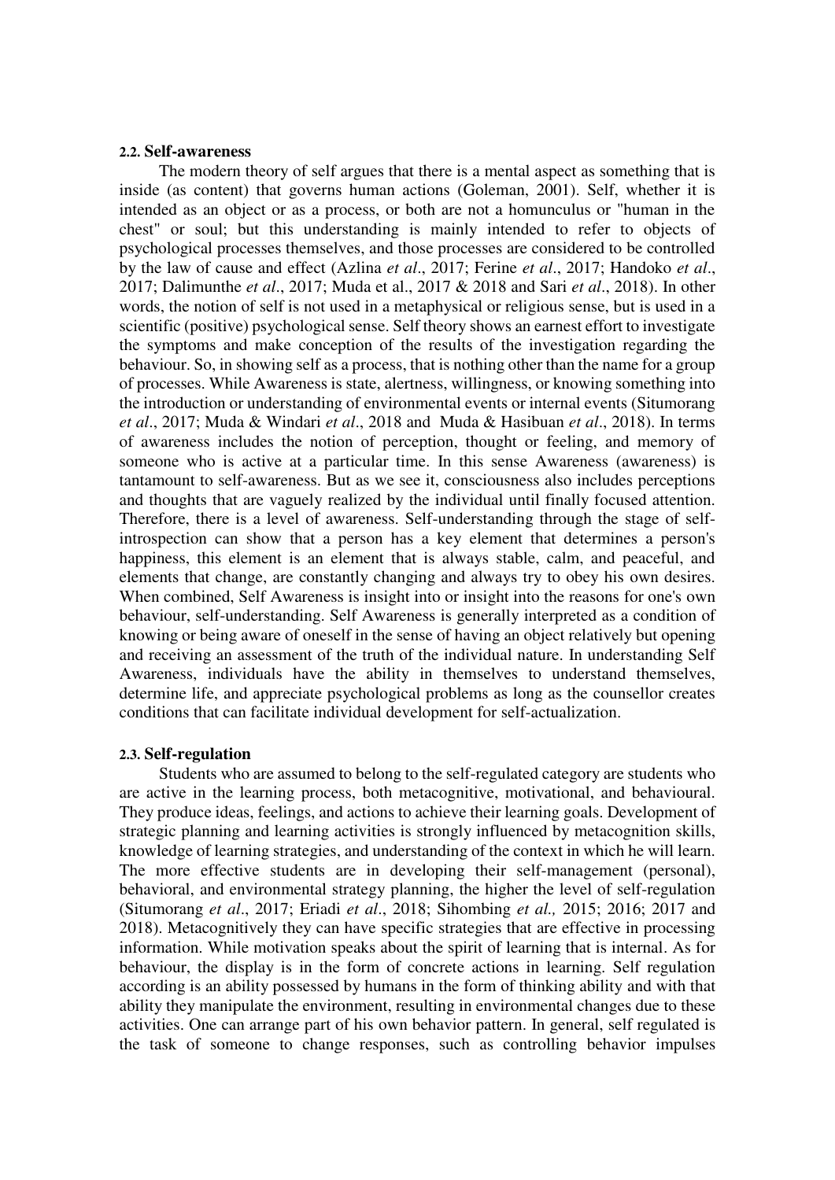### 2.2. Self-awareness

The modern theory of self argues that there is a mental aspect as something that is inside (as content) that governs human actions (Goleman, 2001). Self, whether it is intended as an object or as a process, or both are not a homunculus or "human in the chest" or soul; but this understanding is mainly intended to refer to objects of psychological processes themselves, and those processes are considered to be controlled by the law of cause and effect (Azlina *et al*., 2017; Ferine *et al*., 2017; Handoko *et al*., 2017; Dalimunthe *et al*., 2017; Muda et al., 2017 & 2018 and Sari *et al*., 2018). In other words, the notion of self is not used in a metaphysical or religious sense, but is used in a scientific (positive) psychological sense. Self theory shows an earnest effort to investigate the symptoms and make conception of the results of the investigation regarding the behaviour. So, in showing self as a process, that is nothing other than the name for a group of processes. While Awareness is state, alertness, willingness, or knowing something into the introduction or understanding of environmental events or internal events (Situmorang *et al*., 2017; Muda & Windari *et al*., 2018 and Muda & Hasibuan *et al*., 2018). In terms of awareness includes the notion of perception, thought or feeling, and memory of someone who is active at a particular time. In this sense Awareness (awareness) is tantamount to self-awareness. But as we see it, consciousness also includes perceptions and thoughts that are vaguely realized by the individual until finally focused attention. Therefore, there is a level of awareness. Self-understanding through the stage of self-introspection can show that a person has a key element that determines a person's happiness, this element is an element that is always stable, calm, and peaceful, and elements that change, are constantly changing and always try to obey his own desires. When combined, Self Awareness is insight into or insight into the reasons for one's own behaviour, self-understanding. Self Awareness is generally interpreted as a condition of knowing or being aware of oneself in the sense of having an object relatively but opening and receiving an assessment of the truth of the individual nature. In understanding Self Awareness, individuals have the ability in themselves to understand themselves, determine life, and appreciate psychological problems as long as the counsellor creates conditions that can facilitate individual development for self-actualization.

### 2.3. Self-regulation

Students who are assumed to belong to the self-regulated category are students who are active in the learning process, both metacognitive, motivational, and behavioural. They produce ideas, feelings, and actions to achieve their learning goals. Development of strategic planning and learning activities is strongly influenced by metacognition skills, knowledge of learning strategies, and understanding of the context in which he will learn. The more effective students are in developing their self-management (personal), behavioral, and environmental strategy planning, the higher the level of self-regulation (Situmorang *et al*., 2017; Eriadi *et al*., 2018; Sihombing *et al.,* 2015; 2016; 2017 and 2018). Metacognitively they can have specific strategies that are effective in processing information. While motivation speaks about the spirit of learning that is internal. As for behaviour, the display is in the form of concrete actions in learning. Self regulation according is an ability possessed by humans in the form of thinking ability and with that ability they manipulate the environment, resulting in environmental changes due to these activities. One can arrange part of his own behavior pattern. In general, self regulated is the task of someone to change responses, such as controlling behavior impulses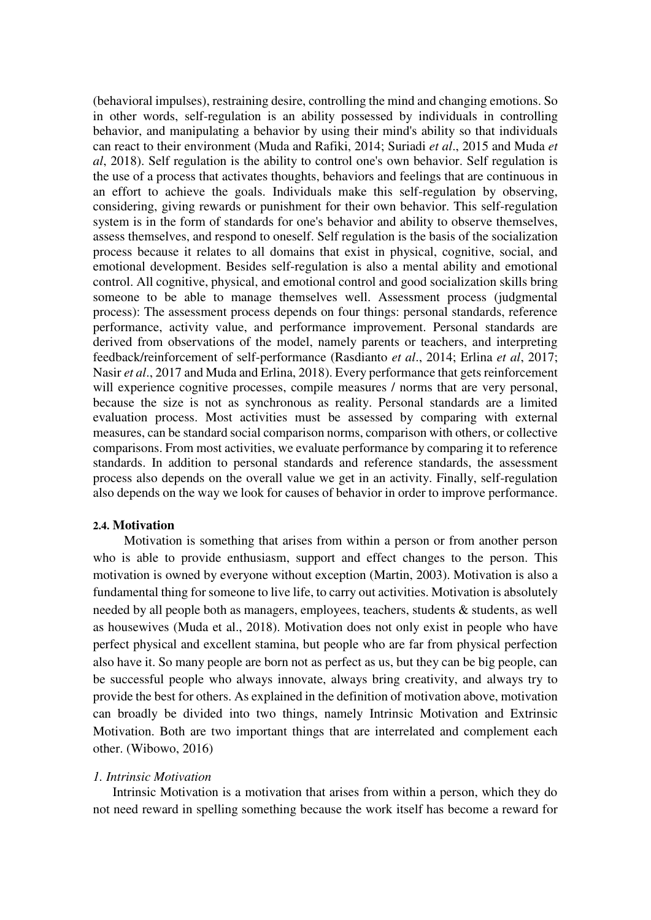(behavioral impulses), restraining desire, controlling the mind and changing emotions. So in other words, self-regulation is an ability possessed by individuals in controlling behavior, and manipulating a behavior by using their mind's ability so that individuals can react to their environment (Muda and Rafiki, 2014; Suriadi *et al*., 2015 and Muda *et al*, 2018). Self regulation is the ability to control one's own behavior. Self regulation is the use of a process that activates thoughts, behaviors and feelings that are continuous in an effort to achieve the goals. Individuals make this self-regulation by observing, considering, giving rewards or punishment for their own behavior. This self-regulation system is in the form of standards for one's behavior and ability to observe themselves, assess themselves, and respond to oneself. Self regulation is the basis of the socialization process because it relates to all domains that exist in physical, cognitive, social, and emotional development. Besides self-regulation is also a mental ability and emotional control. All cognitive, physical, and emotional control and good socialization skills bring someone to be able to manage themselves well. Assessment process (judgmental process): The assessment process depends on four things: personal standards, reference performance, activity value, and performance improvement. Personal standards are derived from observations of the model, namely parents or teachers, and interpreting feedback/reinforcement of self-performance (Rasdianto *et al*., 2014; Erlina *et al*, 2017; Nasir *et al*., 2017 and Muda and Erlina, 2018). Every performance that gets reinforcement will experience cognitive processes, compile measures / norms that are very personal, because the size is not as synchronous as reality. Personal standards are a limited evaluation process. Most activities must be assessed by comparing with external measures, can be standard social comparison norms, comparison with others, or collective comparisons. From most activities, we evaluate performance by comparing it to reference standards. In addition to personal standards and reference standards, the assessment process also depends on the overall value we get in an activity. Finally, self-regulation also depends on the way we look for causes of behavior in order to improve performance.

### 2.4. Motivation

Motivation is something that arises from within a person or from another person who is able to provide enthusiasm, support and effect changes to the person. This motivation is owned by everyone without exception (Martin, 2003). Motivation is also a fundamental thing for someone to live life, to carry out activities. Motivation is absolutely needed by all people both as managers, employees, teachers, students & students, as well as housewives (Muda et al., 2018). Motivation does not only exist in people who have perfect physical and excellent stamina, but people who are far from physical perfection also have it. So many people are born not as perfect as us, but they can be big people, can be successful people who always innovate, always bring creativity, and always try to provide the best for others. As explained in the definition of motivation above, motivation can broadly be divided into two things, namely Intrinsic Motivation and Extrinsic Motivation. Both are two important things that are interrelated and complement each other. (Wibowo, 2016)

*1. Intrinsic Motivation*

Intrinsic Motivation is a motivation that arises from within a person, which they do not need reward in spelling something because the work itself has become a reward for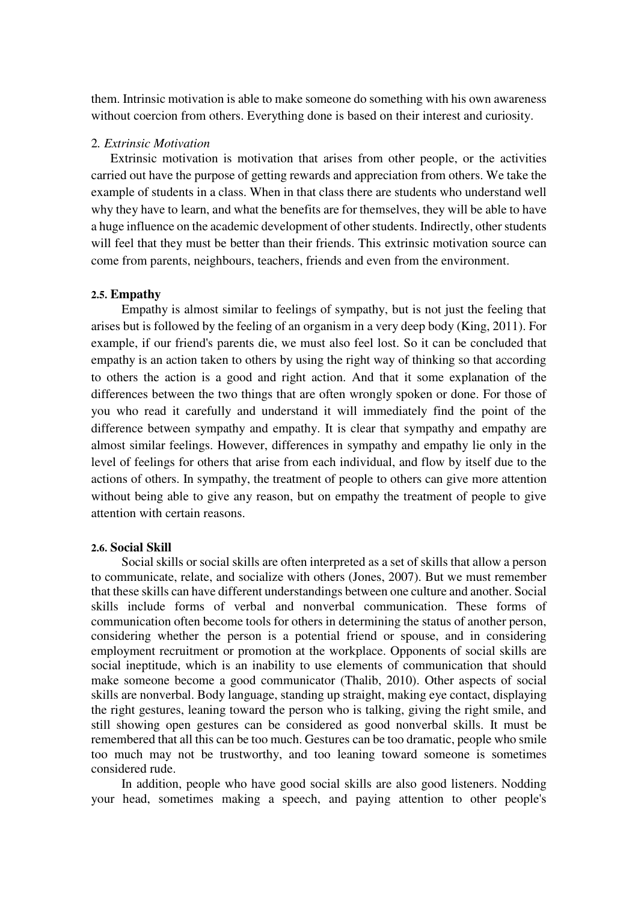them. Intrinsic motivation is able to make someone do something with his own awareness without coercion from others. Everything done is based on their interest and curiosity.

2. *Extrinsic Motivation*

Extrinsic motivation is motivation that arises from other people, or the activities carried out have the purpose of getting rewards and appreciation from others. We take the example of students in a class. When in that class there are students who understand well why they have to learn, and what the benefits are for themselves, they will be able to have a huge influence on the academic development of other students. Indirectly, other students will feel that they must be better than their friends. This extrinsic motivation source can come from parents, neighbours, teachers, friends and even from the environment.

### 2.5. Empathy

Empathy is almost similar to feelings of sympathy, but is not just the feeling that arises but is followed by the feeling of an organism in a very deep body (King, 2011). For example, if our friend's parents die, we must also feel lost. So it can be concluded that empathy is an action taken to others by using the right way of thinking so that according to others the action is a good and right action. And that it some explanation of the differences between the two things that are often wrongly spoken or done. For those of you who read it carefully and understand it will immediately find the point of the difference between sympathy and empathy. It is clear that sympathy and empathy are almost similar feelings. However, differences in sympathy and empathy lie only in the level of feelings for others that arise from each individual, and flow by itself due to the actions of others. In sympathy, the treatment of people to others can give more attention without being able to give any reason, but on empathy the treatment of people to give attention with certain reasons.

### 2.6. Social Skill

Social skills or social skills are often interpreted as a set of skills that allow a person to communicate, relate, and socialize with others (Jones, 2007). But we must remember that these skills can have different understandings between one culture and another. Social skills include forms of verbal and nonverbal communication. These forms of communication often become tools for others in determining the status of another person, considering whether the person is a potential friend or spouse, and in considering employment recruitment or promotion at the workplace. Opponents of social skills are social ineptitude, which is an inability to use elements of communication that should make someone become a good communicator (Thalib, 2010). Other aspects of social skills are nonverbal. Body language, standing up straight, making eye contact, displaying the right gestures, leaning toward the person who is talking, giving the right smile, and still showing open gestures can be considered as good nonverbal skills. It must be remembered that all this can be too much. Gestures can be too dramatic, people who smile too much may not be trustworthy, and too leaning toward someone is sometimes considered rude.

In addition, people who have good social skills are also good listeners. Nodding your head, sometimes making a speech, and paying attention to other people's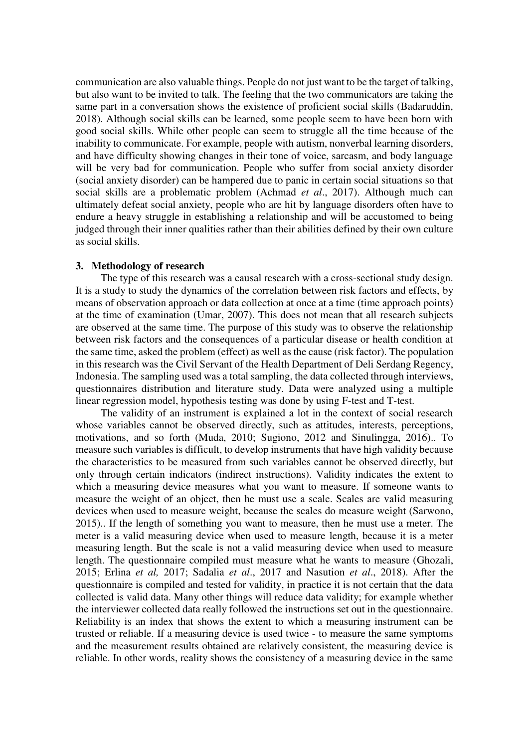communication are also valuable things. People do not just want to be the target of talking, but also want to be invited to talk. The feeling that the two communicators are taking the same part in a conversation shows the existence of proficient social skills (Badaruddin, 2018). Although social skills can be learned, some people seem to have been born with good social skills. While other people can seem to struggle all the time because of the inability to communicate. For example, people with autism, nonverbal learning disorders, and have difficulty showing changes in their tone of voice, sarcasm, and body language will be very bad for communication. People who suffer from social anxiety disorder (social anxiety disorder) can be hampered due to panic in certain social situations so that social skills are a problematic problem (Achmad *et al*., 2017). Although much can ultimately defeat social anxiety, people who are hit by language disorders often have to endure a heavy struggle in establishing a relationship and will be accustomed to being judged through their inner qualities rather than their abilities defined by their own culture as social skills.

## 3. Methodology of research

The type of this research was a causal research with a cross-sectional study design. It is a study to study the dynamics of the correlation between risk factors and effects, by means of observation approach or data collection at once at a time (time approach points) at the time of examination (Umar, 2007). This does not mean that all research subjects are observed at the same time. The purpose of this study was to observe the relationship between risk factors and the consequences of a particular disease or health condition at the same time, asked the problem (effect) as well as the cause (risk factor). The population in this research was the Civil Servant of the Health Department of Deli Serdang Regency, Indonesia. The sampling used was a total sampling, the data collected through interviews, questionnaires distribution and literature study. Data were analyzed using a multiple linear regression model, hypothesis testing was done by using F-test and T-test.

The validity of an instrument is explained a lot in the context of social research whose variables cannot be observed directly, such as attitudes, interests, perceptions, motivations, and so forth (Muda, 2010; Sugiono, 2012 and Sinulingga, 2016).. To measure such variables is difficult, to develop instruments that have high validity because the characteristics to be measured from such variables cannot be observed directly, but only through certain indicators (indirect instructions). Validity indicates the extent to which a measuring device measures what you want to measure. If someone wants to measure the weight of an object, then he must use a scale. Scales are valid measuring devices when used to measure weight, because the scales do measure weight (Sarwono, 2015).. If the length of something you want to measure, then he must use a meter. The meter is a valid measuring device when used to measure length, because it is a meter measuring length. But the scale is not a valid measuring device when used to measure length. The questionnaire compiled must measure what he wants to measure (Ghozali, 2015; Erlina *et al,* 2017; Sadalia *et al*., 2017 and Nasution *et al*., 2018). After the questionnaire is compiled and tested for validity, in practice it is not certain that the data collected is valid data. Many other things will reduce data validity; for example whether the interviewer collected data really followed the instructions set out in the questionnaire. Reliability is an index that shows the extent to which a measuring instrument can be trusted or reliable. If a measuring device is used twice - to measure the same symptoms and the measurement results obtained are relatively consistent, the measuring device is reliable. In other words, reality shows the consistency of a measuring device in the same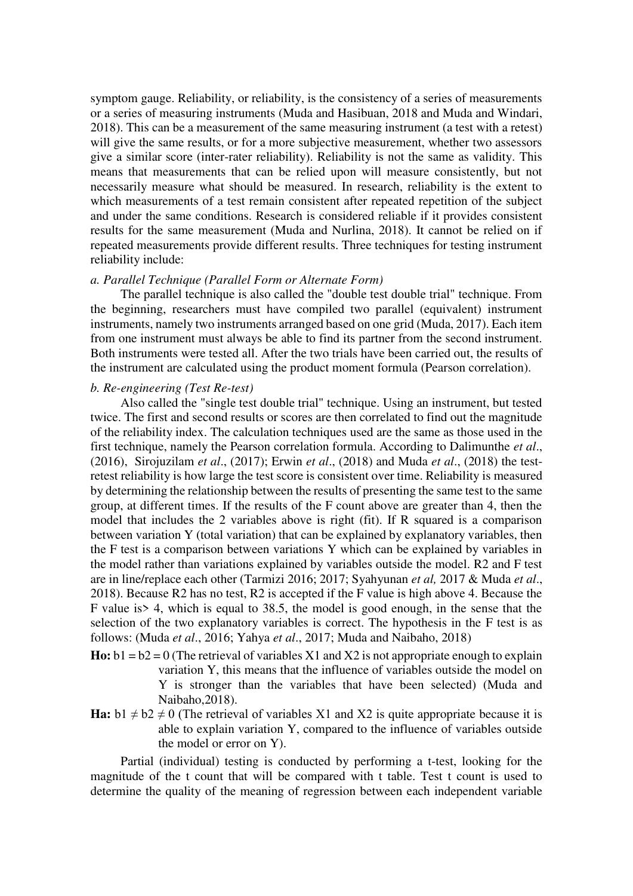symptom gauge. Reliability, or reliability, is the consistency of a series of measurements or a series of measuring instruments (Muda and Hasibuan, 2018 and Muda and Windari, 2018). This can be a measurement of the same measuring instrument (a test with a retest) will give the same results, or for a more subjective measurement, whether two assessors give a similar score (inter-rater reliability). Reliability is not the same as validity. This means that measurements that can be relied upon will measure consistently, but not necessarily measure what should be measured. In research, reliability is the extent to which measurements of a test remain consistent after repeated repetition of the subject and under the same conditions. Research is considered reliable if it provides consistent results for the same measurement (Muda and Nurlina, 2018). It cannot be relied on if repeated measurements provide different results. Three techniques for testing instrument reliability include:

*a. Parallel Technique (Parallel Form or Alternate Form)*

The parallel technique is also called the "double test double trial" technique. From the beginning, researchers must have compiled two parallel (equivalent) instrument instruments, namely two instruments arranged based on one grid (Muda, 2017). Each item from one instrument must always be able to find its partner from the second instrument. Both instruments were tested all. After the two trials have been carried out, the results of the instrument are calculated using the product moment formula (Pearson correlation).

*b. Re-engineering (Test Re-test)*

Also called the "single test double trial" technique. Using an instrument, but tested twice. The first and second results or scores are then correlated to find out the magnitude of the reliability index. The calculation techniques used are the same as those used in the first technique, namely the Pearson correlation formula. According to Dalimunthe *et al*., (2016), Sirojuzilam *et al*., (2017); Erwin *et al*., (2018) and Muda *et al*., (2018) the test-retest reliability is how large the test score is consistent over time. Reliability is measured by determining the relationship between the results of presenting the same test to the same group, at different times. If the results of the F count above are greater than 4, then the model that includes the 2 variables above is right (fit). If R squared is a comparison between variation Y (total variation) that can be explained by explanatory variables, then the F test is a comparison between variations Y which can be explained by variables in the model rather than variations explained by variables outside the model. R2 and F test are in line/replace each other (Tarmizi 2016; 2017; Syahyunan *et al,* 2017 & Muda *et al*., 2018). Because R2 has no test, R2 is accepted if the F value is high above 4. Because the F value is> 4, which is equal to 38.5, the model is good enough, in the sense that the selection of the two explanatory variables is correct. The hypothesis in the F test is as follows: (Muda *et al*., 2016; Yahya *et al*., 2017; Muda and Naibaho, 2018)

**Ho:** $b1 = b2 = 0$ (The retrieval of variables X1 and X2 is not appropriate enough to explain variation Y, this means that the influence of variables outside the model on Y is stronger than the variables that have been selected) (Muda and Naibaho,2018).

**Ha:** $b1 \neq b2 \neq 0$ (The retrieval of variables X1 and X2 is quite appropriate because it is able to explain variation Y, compared to the influence of variables outside the model or error on Y).

Partial (individual) testing is conducted by performing a t-test, looking for the magnitude of the t count that will be compared with t table. Test t count is used to determine the quality of the meaning of regression between each independent variable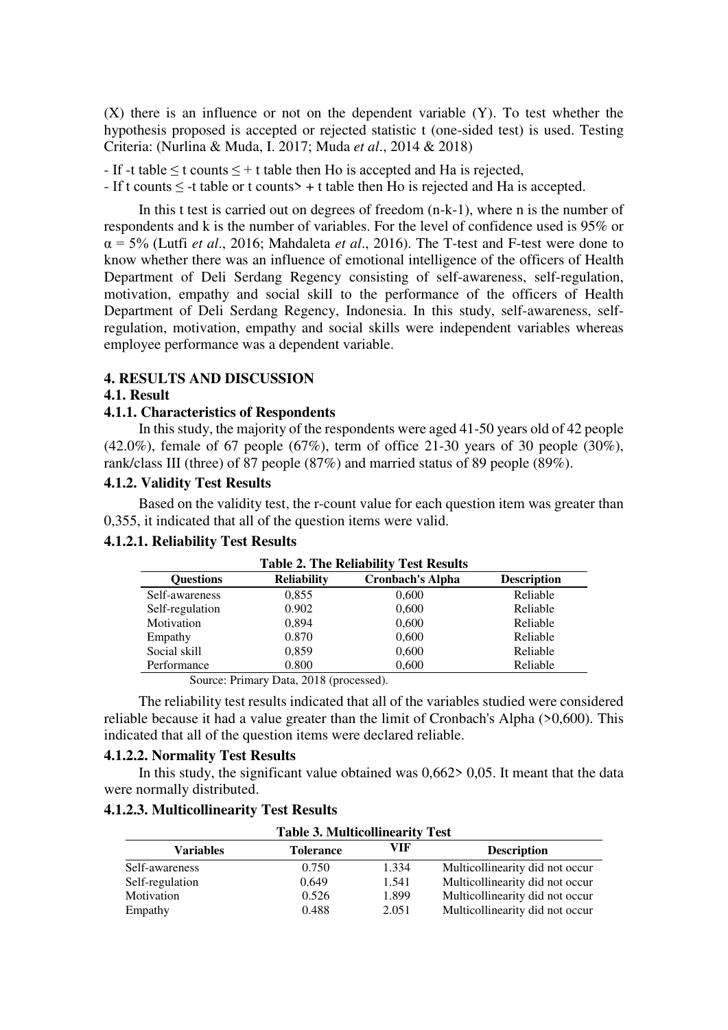(X) there is an influence or not on the dependent variable (Y). To test whether the hypothesis proposed is accepted or rejected statistic t (one-sided test) is used. Testing Criteria: (Nurlina & Muda, I. 2017; Muda *et al*., 2014 & 2018)

- If -t table ≤ t counts ≤ + t table then Ho is accepted and Ha is rejected,
- If t counts ≤ -t table or t counts> + t table then Ho is rejected and Ha is accepted.

In this t test is carried out on degrees of freedom (n-k-1), where n is the number of respondents and k is the number of variables. For the level of confidence used is 95% or $\alpha$ = 5% (Lutfi *et al*., 2016; Mahdaleta *et al*., 2016). The T-test and F-test were done to know whether there was an influence of emotional intelligence of the officers of Health Department of Deli Serdang Regency consisting of self-awareness, self-regulation, motivation, empathy and social skill to the performance of the officers of Health Department of Deli Serdang Regency, Indonesia. In this study, self-awareness, self-regulation, motivation, empathy and social skills were independent variables whereas employee performance was a dependent variable.

## 4. RESULTS AND DISCUSSION

### 4.1. Result

#### 4.1.1. Characteristics of Respondents

In this study, the majority of the respondents were aged 41-50 years old of 42 people (42.0%), female of 67 people (67%), term of office 21-30 years of 30 people (30%), rank/class III (three) of 87 people (87%) and married status of 89 people (89%).

#### 4.1.2. Validity Test Results

Based on the validity test, the r-count value for each question item was greater than 0,355, it indicated that all of the question items were valid.

#### 4.1.2.1. Reliability Test Results

**Table 2. The Reliability Test Results**

| Questions | Reliability | Cronbach's Alpha | Description |
|---|---|---|---|
| Self-awareness | 0,855 | 0,600 | Reliable |
| Self-regulation | 0.902 | 0,600 | Reliable |
| Motivation | 0,894 | 0,600 | Reliable |
| Empathy | 0.870 | 0,600 | Reliable |
| Social skill | 0,859 | 0,600 | Reliable |
| Performance | 0.800 | 0,600 | Reliable |

Source: Primary Data, 2018 (processed).

The reliability test results indicated that all of the variables studied were considered reliable because it had a value greater than the limit of Cronbach's Alpha (>0,600). This indicated that all of the question items were declared reliable.

#### 4.1.2.2. Normality Test Results

In this study, the significant value obtained was 0,662> 0,05. It meant that the data were normally distributed.

#### 4.1.2.3. Multicollinearity Test Results

**Table 3. Multicollinearity Test**

| Variables | Tolerance | VIF | Description |
|---|---|---|---|
| Self-awareness | 0.750 | 1.334 | Multicollinearity did not occur |
| Self-regulation | 0.649 | 1.541 | Multicollinearity did not occur |
| Motivation | 0.526 | 1.899 | Multicollinearity did not occur |
| Empathy | 0.488 | 2.051 | Multicollinearity did not occur |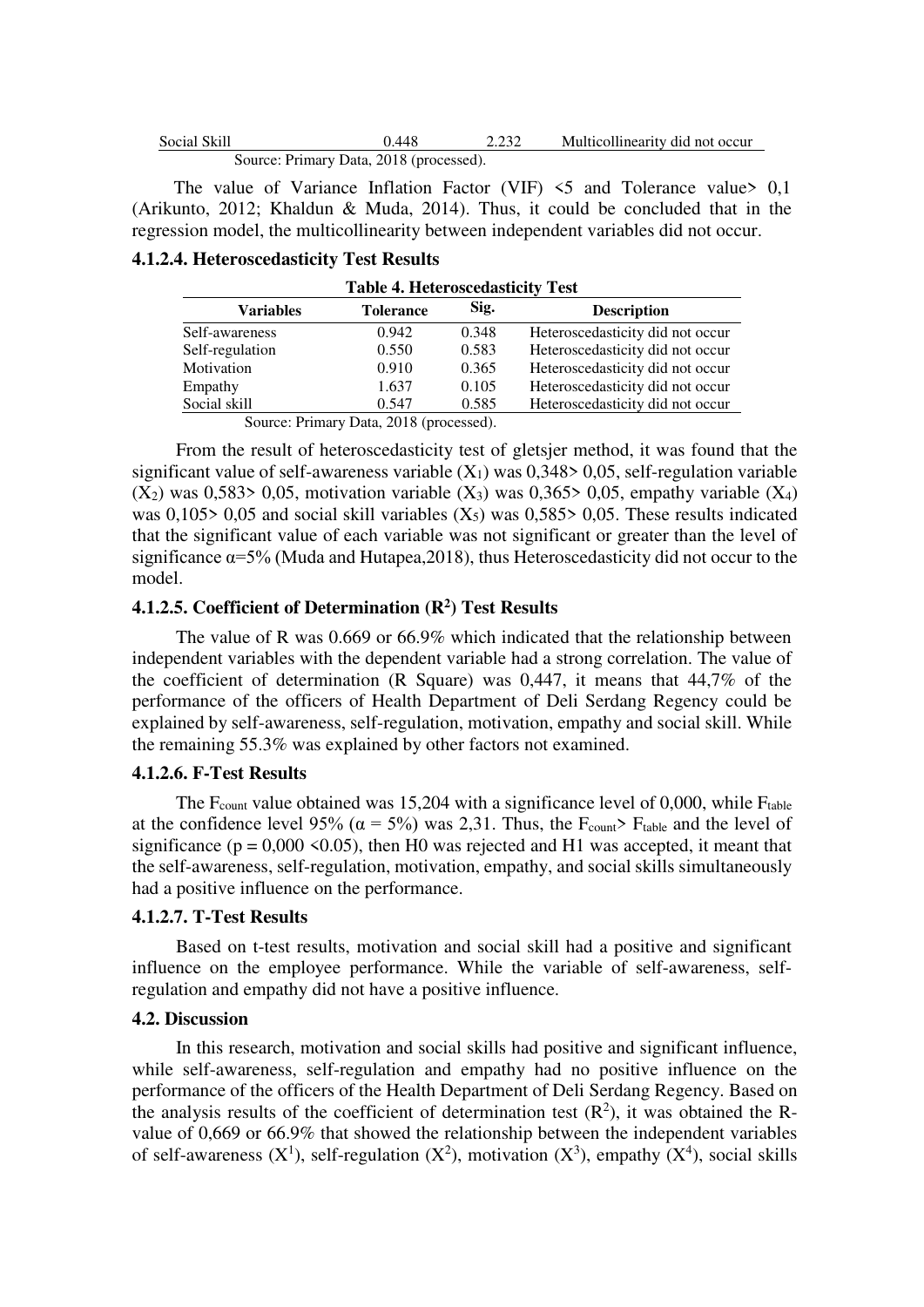| Social Skill | 0.448 | 2.232 | Multicollinearity did not occur |
|---|---|---|---|

Source: Primary Data, 2018 (processed).

The value of Variance Inflation Factor (VIF) <5 and Tolerance value> 0,1 (Arikunto, 2012; Khaldun & Muda, 2014). Thus, it could be concluded that in the regression model, the multicollinearity between independent variables did not occur.

#### 4.1.2.4. Heteroscedasticity Test Results

**Table 4. Heteroscedasticity Test**

| Variables | Tolerance | Sig. | Description |
|---|---|---|---|
| Self-awareness | 0.942 | 0.348 | Heteroscedasticity did not occur |
| Self-regulation | 0.550 | 0.583 | Heteroscedasticity did not occur |
| Motivation | 0.910 | 0.365 | Heteroscedasticity did not occur |
| Empathy | 1.637 | 0.105 | Heteroscedasticity did not occur |
| Social skill | 0.547 | 0.585 | Heteroscedasticity did not occur |

Source: Primary Data, 2018 (processed).

From the result of heteroscedasticity test of gletsjer method, it was found that the significant value of self-awareness variable ($X_1$) was 0,348> 0,05, self-regulation variable ($X_2$) was 0,583> 0,05, motivation variable ($X_3$) was 0,365> 0,05, empathy variable ($X_4$) was 0,105> 0,05 and social skill variables ($X_5$) was 0,585> 0,05. These results indicated that the significant value of each variable was not significant or greater than the level of significance $\alpha$=5% (Muda and Hutapea,2018), thus Heteroscedasticity did not occur to the model.

#### 4.1.2.5. Coefficient of Determination ($R^2$) Test Results

The value of R was 0.669 or 66.9% which indicated that the relationship between independent variables with the dependent variable had a strong correlation. The value of the coefficient of determination (R Square) was 0,447, it means that 44,7% of the performance of the officers of Health Department of Deli Serdang Regency could be explained by self-awareness, self-regulation, motivation, empathy and social skill. While the remaining 55.3% was explained by other factors not examined.

#### 4.1.2.6. F-Test Results

The $F_{count}$ value obtained was 15,204 with a significance level of 0,000, while $F_{table}$ at the confidence level 95% ($\alpha$ = 5%) was 2,31. Thus, the $F_{count}$> $F_{table}$ and the level of significance (p = 0,000 <0.05), then H0 was rejected and H1 was accepted, it meant that the self-awareness, self-regulation, motivation, empathy, and social skills simultaneously had a positive influence on the performance.

#### 4.1.2.7. T-Test Results

Based on t-test results, motivation and social skill had a positive and significant influence on the employee performance. While the variable of self-awareness, self-regulation and empathy did not have a positive influence.

### 4.2. Discussion

In this research, motivation and social skills had positive and significant influence, while self-awareness, self-regulation and empathy had no positive influence on the performance of the officers of the Health Department of Deli Serdang Regency. Based on the analysis results of the coefficient of determination test ($R^2$), it was obtained the R-value of 0,669 or 66.9% that showed the relationship between the independent variables of self-awareness ($X^1$), self-regulation ($X^2$), motivation ($X^3$), empathy ($X^4$), social skills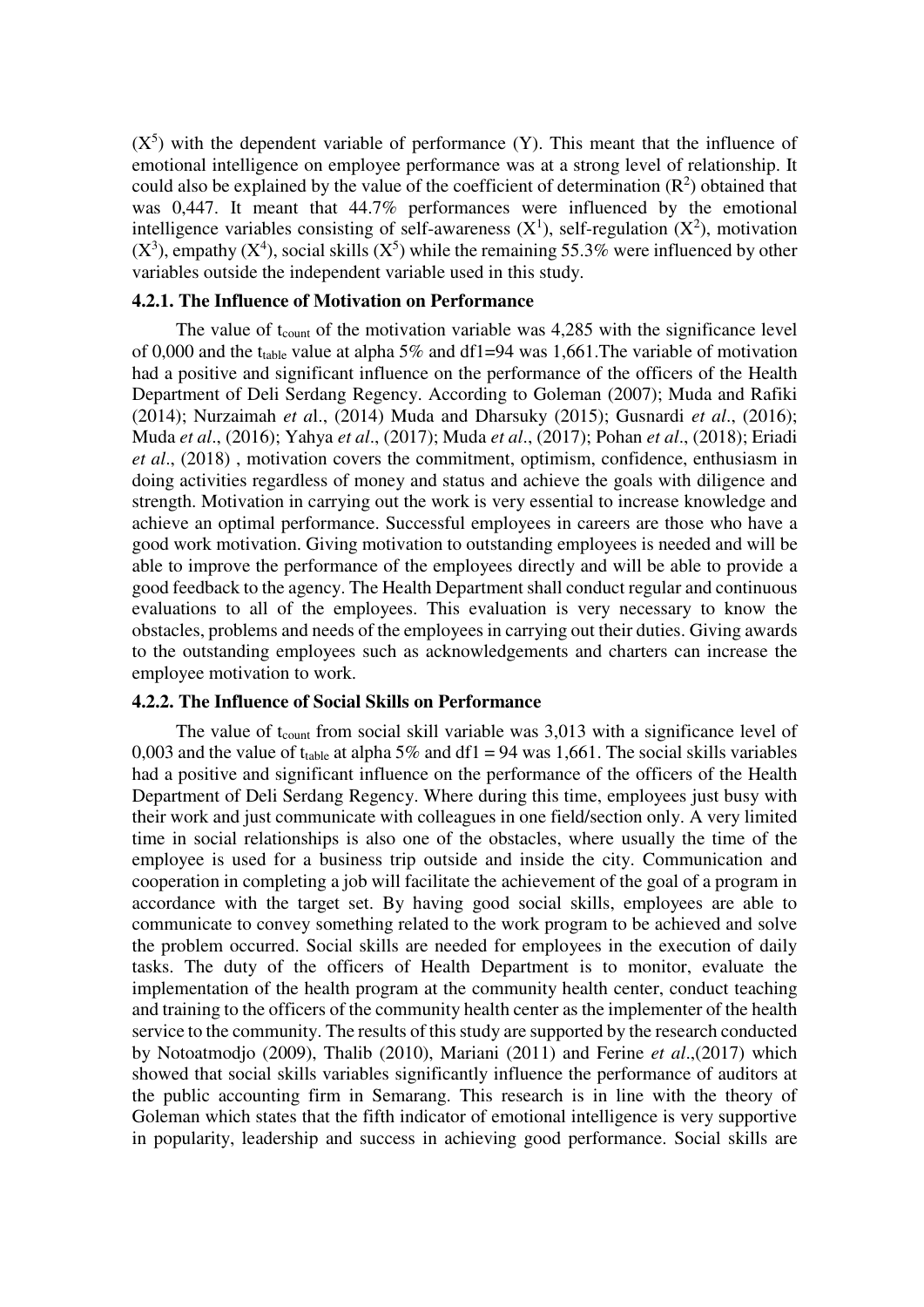($X^5$) with the dependent variable of performance (Y). This meant that the influence of emotional intelligence on employee performance was at a strong level of relationship. It could also be explained by the value of the coefficient of determination ($R^2$) obtained that was 0,447. It meant that 44.7% performances were influenced by the emotional intelligence variables consisting of self-awareness ($X^1$), self-regulation ($X^2$), motivation ($X^3$), empathy ($X^4$), social skills ($X^5$) while the remaining 55.3% were influenced by other variables outside the independent variable used in this study.

### 4.2.1. The Influence of Motivation on Performance

The value of $t_{count}$ of the motivation variable was 4,285 with the significance level of 0,000 and the $t_{table}$ value at alpha 5% and df1=94 was 1,661.The variable of motivation had a positive and significant influence on the performance of the officers of the Health Department of Deli Serdang Regency. According to Goleman (2007); Muda and Rafiki (2014); Nurzaimah *et a*l., (2014) Muda and Dharsuky (2015); Gusnardi *et al*., (2016); Muda *et al*., (2016); Yahya *et al*., (2017); Muda *et al*., (2017); Pohan *et al*., (2018); Eriadi *et al*., (2018) , motivation covers the commitment, optimism, confidence, enthusiasm in doing activities regardless of money and status and achieve the goals with diligence and strength. Motivation in carrying out the work is very essential to increase knowledge and achieve an optimal performance. Successful employees in careers are those who have a good work motivation. Giving motivation to outstanding employees is needed and will be able to improve the performance of the employees directly and will be able to provide a good feedback to the agency. The Health Department shall conduct regular and continuous evaluations to all of the employees. This evaluation is very necessary to know the obstacles, problems and needs of the employees in carrying out their duties. Giving awards to the outstanding employees such as acknowledgements and charters can increase the employee motivation to work.

### 4.2.2. The Influence of Social Skills on Performance

The value of $t_{count}$ from social skill variable was 3,013 with a significance level of 0,003 and the value of $t_{table}$ at alpha 5% and df1 = 94 was 1,661. The social skills variables had a positive and significant influence on the performance of the officers of the Health Department of Deli Serdang Regency. Where during this time, employees just busy with their work and just communicate with colleagues in one field/section only. A very limited time in social relationships is also one of the obstacles, where usually the time of the employee is used for a business trip outside and inside the city. Communication and cooperation in completing a job will facilitate the achievement of the goal of a program in accordance with the target set. By having good social skills, employees are able to communicate to convey something related to the work program to be achieved and solve the problem occurred. Social skills are needed for employees in the execution of daily tasks. The duty of the officers of Health Department is to monitor, evaluate the implementation of the health program at the community health center, conduct teaching and training to the officers of the community health center as the implementer of the health service to the community. The results of this study are supported by the research conducted by Notoatmodjo (2009), Thalib (2010), Mariani (2011) and Ferine *et al*.,(2017) which showed that social skills variables significantly influence the performance of auditors at the public accounting firm in Semarang. This research is in line with the theory of Goleman which states that the fifth indicator of emotional intelligence is very supportive in popularity, leadership and success in achieving good performance. Social skills are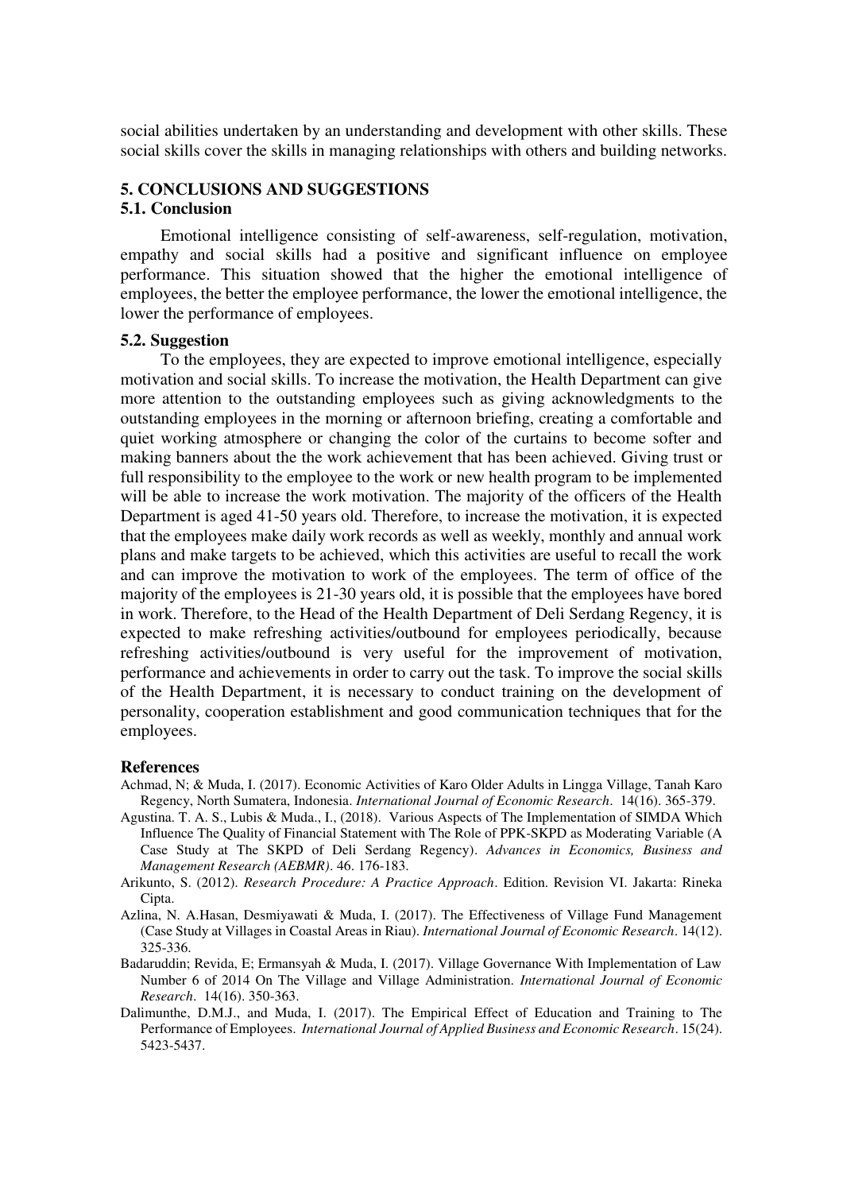social abilities undertaken by an understanding and development with other skills. These social skills cover the skills in managing relationships with others and building networks.

## 5. CONCLUSIONS AND SUGGESTIONS

### 5.1. Conclusion

Emotional intelligence consisting of self-awareness, self-regulation, motivation, empathy and social skills had a positive and significant influence on employee performance. This situation showed that the higher the emotional intelligence of employees, the better the employee performance, the lower the emotional intelligence, the lower the performance of employees.

### 5.2. Suggestion

To the employees, they are expected to improve emotional intelligence, especially motivation and social skills. To increase the motivation, the Health Department can give more attention to the outstanding employees such as giving acknowledgments to the outstanding employees in the morning or afternoon briefing, creating a comfortable and quiet working atmosphere or changing the color of the curtains to become softer and making banners about the the work achievement that has been achieved. Giving trust or full responsibility to the employee to the work or new health program to be implemented will be able to increase the work motivation. The majority of the officers of the Health Department is aged 41-50 years old. Therefore, to increase the motivation, it is expected that the employees make daily work records as well as weekly, monthly and annual work plans and make targets to be achieved, which this activities are useful to recall the work and can improve the motivation to work of the employees. The term of office of the majority of the employees is 21-30 years old, it is possible that the employees have bored in work. Therefore, to the Head of the Health Department of Deli Serdang Regency, it is expected to make refreshing activities/outbound for employees periodically, because refreshing activities/outbound is very useful for the improvement of motivation, performance and achievements in order to carry out the task. To improve the social skills of the Health Department, it is necessary to conduct training on the development of personality, cooperation establishment and good communication techniques that for the employees.

## References

Achmad, N; & Muda, I. (2017). Economic Activities of Karo Older Adults in Lingga Village, Tanah Karo Regency, North Sumatera, Indonesia. *International Journal of Economic Research*. 14(16). 365-379.

Agustina. T. A. S., Lubis & Muda., I., (2018). Various Aspects of The Implementation of SIMDA Which Influence The Quality of Financial Statement with The Role of PPK-SKPD as Moderating Variable (A Case Study at The SKPD of Deli Serdang Regency). *Advances in Economics, Business and Management Research (AEBMR)*. 46. 176-183.

Arikunto, S. (2012). *Research Procedure: A Practice Approach*. Edition. Revision VI. Jakarta: Rineka Cipta.

Azlina, N. A.Hasan, Desmiyawati & Muda, I. (2017). The Effectiveness of Village Fund Management (Case Study at Villages in Coastal Areas in Riau). *International Journal of Economic Research*. 14(12). 325-336.

Badaruddin; Revida, E; Ermansyah & Muda, I. (2017). Village Governance With Implementation of Law Number 6 of 2014 On The Village and Village Administration. *International Journal of Economic Research*. 14(16). 350-363.

Dalimunthe, D.M.J., and Muda, I. (2017). The Empirical Effect of Education and Training to The Performance of Employees. *International Journal of Applied Business and Economic Research*. 15(24). 5423-5437.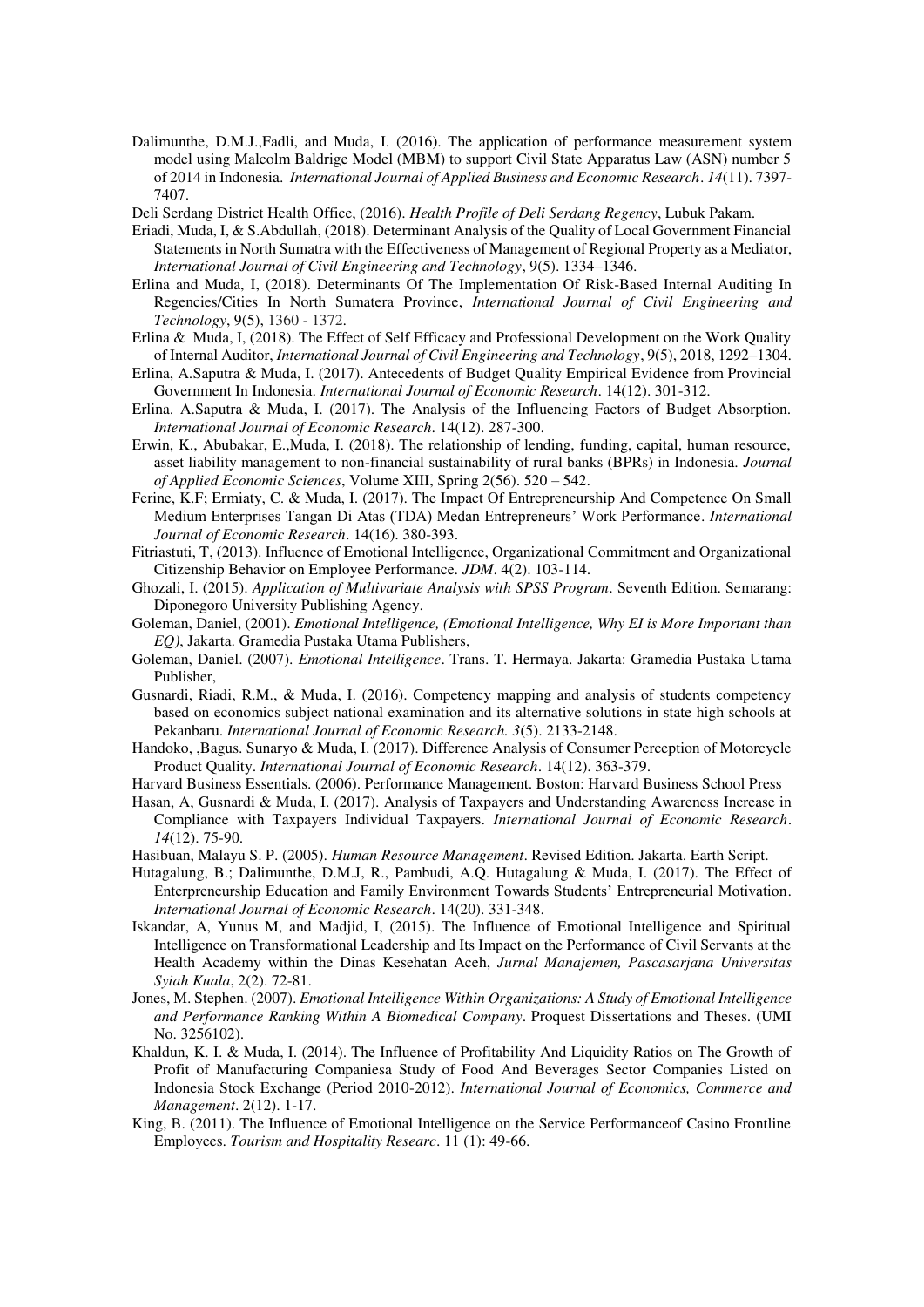Dalimunthe, D.M.J.,Fadli, and Muda, I. (2016). The application of performance measurement system model using Malcolm Baldrige Model (MBM) to support Civil State Apparatus Law (ASN) number 5 of 2014 in Indonesia. *International Journal of Applied Business and Economic Research*. *14*(11). 7397-7407.

Deli Serdang District Health Office, (2016). *Health Profile of Deli Serdang Regency*, Lubuk Pakam.

Eriadi, Muda, I, & S.Abdullah, (2018). Determinant Analysis of the Quality of Local Government Financial Statements in North Sumatra with the Effectiveness of Management of Regional Property as a Mediator, *International Journal of Civil Engineering and Technology*, 9(5). 1334–1346.

Erlina and Muda, I, (2018). Determinants Of The Implementation Of Risk-Based Internal Auditing In Regencies/Cities In North Sumatera Province, *International Journal of Civil Engineering and Technology*, 9(5), 1360 - 1372.

Erlina & Muda, I, (2018). The Effect of Self Efficacy and Professional Development on the Work Quality of Internal Auditor, *International Journal of Civil Engineering and Technology*, 9(5), 2018, 1292–1304.

Erlina, A.Saputra & Muda, I. (2017). Antecedents of Budget Quality Empirical Evidence from Provincial Government In Indonesia. *International Journal of Economic Research*. 14(12). 301-312.

Erlina. A.Saputra & Muda, I. (2017). The Analysis of the Influencing Factors of Budget Absorption. *International Journal of Economic Research*. 14(12). 287-300.

Erwin, K., Abubakar, E.,Muda, I. (2018). The relationship of lending, funding, capital, human resource, asset liability management to non-financial sustainability of rural banks (BPRs) in Indonesia. *Journal of Applied Economic Sciences*, Volume XIII, Spring 2(56). 520 – 542.

Ferine, K.F; Ermiaty, C. & Muda, I. (2017). The Impact Of Entrepreneurship And Competence On Small Medium Enterprises Tangan Di Atas (TDA) Medan Entrepreneurs' Work Performance. *International Journal of Economic Research*. 14(16). 380-393.

Fitriastuti, T, (2013). Influence of Emotional Intelligence, Organizational Commitment and Organizational Citizenship Behavior on Employee Performance. *JDM*. 4(2). 103-114.

Ghozali, I. (2015). *Application of Multivariate Analysis with SPSS Program*. Seventh Edition. Semarang: Diponegoro University Publishing Agency.

Goleman, Daniel, (2001). *Emotional Intelligence, (Emotional Intelligence, Why EI is More Important than EQ)*, Jakarta. Gramedia Pustaka Utama Publishers,

Goleman, Daniel. (2007). *Emotional Intelligence*. Trans. T. Hermaya. Jakarta: Gramedia Pustaka Utama Publisher,

Gusnardi, Riadi, R.M., & Muda, I. (2016). Competency mapping and analysis of students competency based on economics subject national examination and its alternative solutions in state high schools at Pekanbaru. *International Journal of Economic Research. 3*(5). 2133-2148.

Handoko, ,Bagus. Sunaryo & Muda, I. (2017). Difference Analysis of Consumer Perception of Motorcycle Product Quality. *International Journal of Economic Research*. 14(12). 363-379.

Harvard Business Essentials. (2006). Performance Management. Boston: Harvard Business School Press

Hasan, A, Gusnardi & Muda, I. (2017). Analysis of Taxpayers and Understanding Awareness Increase in Compliance with Taxpayers Individual Taxpayers. *International Journal of Economic Research*. *14*(12). 75-90.

Hasibuan, Malayu S. P. (2005). *Human Resource Management*. Revised Edition. Jakarta. Earth Script.

Hutagalung, B.; Dalimunthe, D.M.J, R., Pambudi, A.Q. Hutagalung & Muda, I. (2017). The Effect of Enterpreneurship Education and Family Environment Towards Students' Entrepreneurial Motivation. *International Journal of Economic Research*. 14(20). 331-348.

Iskandar, A, Yunus M, and Madjid, I, (2015). The Influence of Emotional Intelligence and Spiritual Intelligence on Transformational Leadership and Its Impact on the Performance of Civil Servants at the Health Academy within the Dinas Kesehatan Aceh, *Jurnal Manajemen, Pascasarjana Universitas Syiah Kuala*, 2(2). 72-81.

Jones, M. Stephen. (2007). *Emotional Intelligence Within Organizations: A Study of Emotional Intelligence and Performance Ranking Within A Biomedical Company*. Proquest Dissertations and Theses. (UMI No. 3256102).

Khaldun, K. I. & Muda, I. (2014). The Influence of Profitability And Liquidity Ratios on The Growth of Profit of Manufacturing Companiesa Study of Food And Beverages Sector Companies Listed on Indonesia Stock Exchange (Period 2010-2012). *International Journal of Economics, Commerce and Management*. 2(12). 1-17.

King, B. (2011). The Influence of Emotional Intelligence on the Service Performanceof Casino Frontline Employees. *Tourism and Hospitality Researc*. 11 (1): 49-66.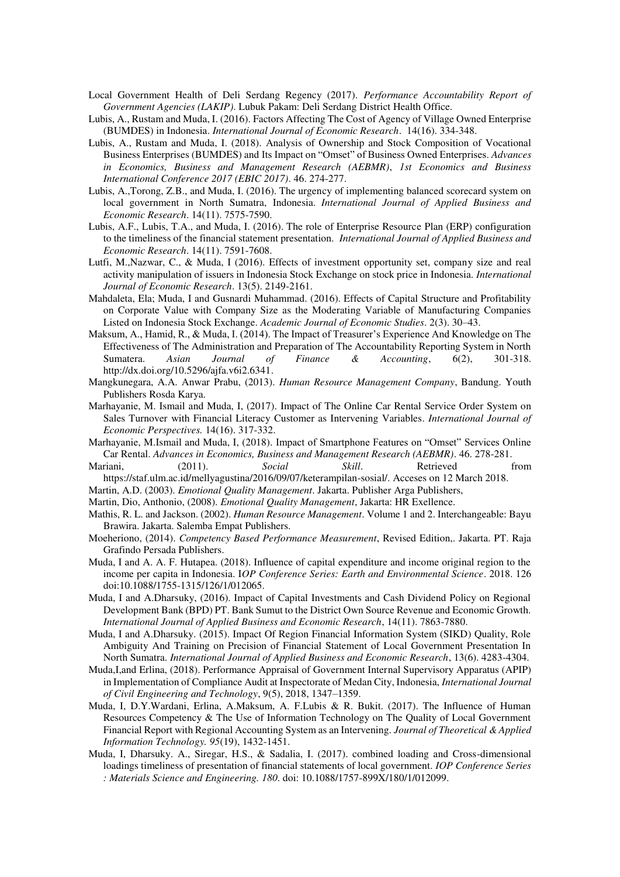Local Government Health of Deli Serdang Regency (2017). *Performance Accountability Report of Government Agencies (LAKIP)*. Lubuk Pakam: Deli Serdang District Health Office.

Lubis, A., Rustam and Muda, I. (2016). Factors Affecting The Cost of Agency of Village Owned Enterprise (BUMDES) in Indonesia. *International Journal of Economic Research*. 14(16). 334-348.

Lubis, A., Rustam and Muda, I. (2018). Analysis of Ownership and Stock Composition of Vocational Business Enterprises (BUMDES) and Its Impact on "Omset" of Business Owned Enterprises. *Advances in Economics, Business and Management Research (AEBMR)*, *1st Economics and Business International Conference 2017 (EBIC 2017)*. 46. 274-277.

Lubis, A.,Torong, Z.B., and Muda, I. (2016). The urgency of implementing balanced scorecard system on local government in North Sumatra, Indonesia. *International Journal of Applied Business and Economic Research*. 14(11). 7575-7590.

Lubis, A.F., Lubis, T.A., and Muda, I. (2016). The role of Enterprise Resource Plan (ERP) configuration to the timeliness of the financial statement presentation. *International Journal of Applied Business and Economic Research*. 14(11). 7591-7608.

Lutfi, M.,Nazwar, C., & Muda, I (2016). Effects of investment opportunity set, company size and real activity manipulation of issuers in Indonesia Stock Exchange on stock price in Indonesia. *International Journal of Economic Research*. 13(5). 2149-2161.

Mahdaleta, Ela; Muda, I and Gusnardi Muhammad. (2016). Effects of Capital Structure and Profitability on Corporate Value with Company Size as the Moderating Variable of Manufacturing Companies Listed on Indonesia Stock Exchange. *Academic Journal of Economic Studies*. 2(3). 30–43.

Maksum, A., Hamid, R., & Muda, I. (2014). The Impact of Treasurer's Experience And Knowledge on The Effectiveness of The Administration and Preparation of The Accountability Reporting System in North Sumatera. *Asian Journal of Finance & Accounting*, 6(2), 301-318. http://dx.doi.org/10.5296/ajfa.v6i2.6341.

Mangkunegara, A.A. Anwar Prabu, (2013). *Human Resource Management Company*, Bandung. Youth Publishers Rosda Karya.

Marhayanie, M. Ismail and Muda, I, (2017). Impact of The Online Car Rental Service Order System on Sales Turnover with Financial Literacy Customer as Intervening Variables. *International Journal of Economic Perspectives.* 14(16). 317-332.

Marhayanie, M.Ismail and Muda, I, (2018). Impact of Smartphone Features on "Omset" Services Online Car Rental. *Advances in Economics, Business and Management Research (AEBMR)*. 46. 278-281.

Mariani, (2011). *Social Skill*. Retrieved from https://staf.ulm.ac.id/mellyagustina/2016/09/07/keterampilan-sosial/. Acceses on 12 March 2018.

Martin, A.D. (2003). *Emotional Quality Management*. Jakarta. Publisher Arga Publishers,

Martin, Dio, Anthonio, (2008). *Emotional Quality Management*, Jakarta: HR Exellence.

Mathis, R. L. and Jackson. (2002). *Human Resource Management*. Volume 1 and 2. Interchangeable: Bayu Brawira. Jakarta. Salemba Empat Publishers.

Moeheriono, (2014). *Competency Based Performance Measurement*, Revised Edition,. Jakarta. PT. Raja Grafindo Persada Publishers.

Muda, I and A. A. F. Hutapea. (2018). Influence of capital expenditure and income original region to the income per capita in Indonesia. I*OP Conference Series: Earth and Environmental Science*. 2018. 126 doi:10.1088/1755-1315/126/1/012065.

Muda, I and A.Dharsuky, (2016). Impact of Capital Investments and Cash Dividend Policy on Regional Development Bank (BPD) PT. Bank Sumut to the District Own Source Revenue and Economic Growth. *International Journal of Applied Business and Economic Research*, 14(11). 7863-7880.

Muda, I and A.Dharsuky. (2015). Impact Of Region Financial Information System (SIKD) Quality, Role Ambiguity And Training on Precision of Financial Statement of Local Government Presentation In North Sumatra. *International Journal of Applied Business and Economic Research*, 13(6). 4283-4304.

Muda,I,and Erlina, (2018). Performance Appraisal of Government Internal Supervisory Apparatus (APIP) in Implementation of Compliance Audit at Inspectorate of Medan City, Indonesia, *International Journal of Civil Engineering and Technology*, 9(5), 2018, 1347–1359.

Muda, I, D.Y.Wardani, Erlina, A.Maksum, A. F.Lubis & R. Bukit. (2017). The Influence of Human Resources Competency & The Use of Information Technology on The Quality of Local Government Financial Report with Regional Accounting System as an Intervening. *Journal of Theoretical & Applied Information Technology. 95*(19), 1432-1451.

Muda, I, Dharsuky. A., Siregar, H.S., & Sadalia, I. (2017). combined loading and Cross-dimensional loadings timeliness of presentation of financial statements of local government. *IOP Conference Series : Materials Science and Engineering. 180*. doi: 10.1088/1757-899X/180/1/012099.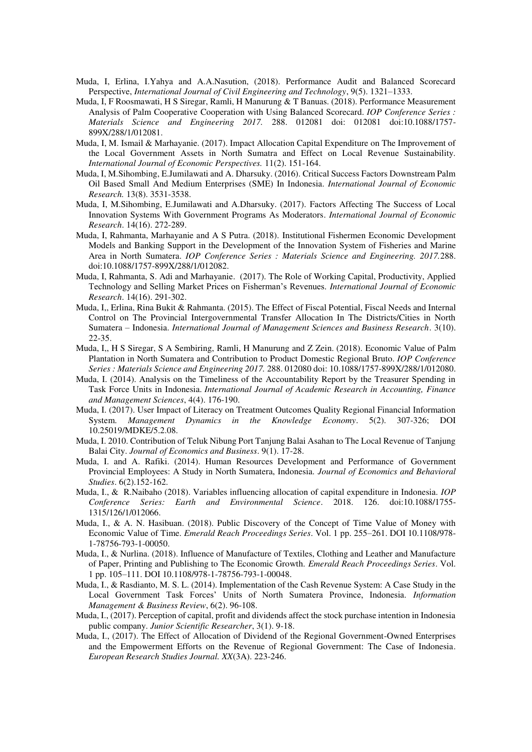Muda, I, Erlina, I.Yahya and A.A.Nasution, (2018). Performance Audit and Balanced Scorecard Perspective, *International Journal of Civil Engineering and Technology*, 9(5). 1321–1333.

Muda, I, F Roosmawati, H S Siregar, Ramli, H Manurung & T Banuas. (2018). Performance Measurement Analysis of Palm Cooperative Cooperation with Using Balanced Scorecard. *IOP Conference Series : Materials Science and Engineering 2017.* 288. 012081 doi: 012081 doi:10.1088/1757-899X/288/1/012081.

Muda, I, M. Ismail & Marhayanie. (2017). Impact Allocation Capital Expenditure on The Improvement of the Local Government Assets in North Sumatra and Effect on Local Revenue Sustainability. *International Journal of Economic Perspectives.* 11(2). 151-164.

Muda, I, M.Sihombing, E.Jumilawati and A. Dharsuky. (2016). Critical Success Factors Downstream Palm Oil Based Small And Medium Enterprises (SME) In Indonesia. *International Journal of Economic Research.* 13(8). 3531-3538.

Muda, I, M.Sihombing, E.Jumilawati and A.Dharsuky. (2017). Factors Affecting The Success of Local Innovation Systems With Government Programs As Moderators. *International Journal of Economic Research*. 14(16). 272-289.

Muda, I, Rahmanta, Marhayanie and A S Putra. (2018). Institutional Fishermen Economic Development Models and Banking Support in the Development of the Innovation System of Fisheries and Marine Area in North Sumatera. *IOP Conference Series : Materials Science and Engineering. 2017.* 288. doi:10.1088/1757-899X/288/1/012082.

Muda, I, Rahmanta, S. Adi and Marhayanie. (2017). The Role of Working Capital, Productivity, Applied Technology and Selling Market Prices on Fisherman's Revenues. *International Journal of Economic Research*. 14(16). 291-302.

Muda, I,, Erlina, Rina Bukit & Rahmanta. (2015). The Effect of Fiscal Potential, Fiscal Needs and Internal Control on The Provincial Intergovernmental Transfer Allocation In The Districts/Cities in North Sumatera – Indonesia. *International Journal of Management Sciences and Business Research*. 3(10). 22-35.

Muda, I,, H S Siregar, S A Sembiring, Ramli, H Manurung and Z Zein. (2018). Economic Value of Palm Plantation in North Sumatera and Contribution to Product Domestic Regional Bruto. *IOP Conference Series : Materials Science and Engineering 2017.* 288. 012080 doi: 10.1088/1757-899X/288/1/012080.

Muda, I. (2014). Analysis on the Timeliness of the Accountability Report by the Treasurer Spending in Task Force Units in Indonesia. *International Journal of Academic Research in Accounting, Finance and Management Sciences*, 4(4). 176-190.

Muda, I. (2017). User Impact of Literacy on Treatment Outcomes Quality Regional Financial Information System. *Management Dynamics in the Knowledge Economy*. 5(2). 307-326; DOI 10.25019/MDKE/5.2.08.

Muda, I. 2010. Contribution of Teluk Nibung Port Tanjung Balai Asahan to The Local Revenue of Tanjung Balai City. *Journal of Economics and Business*. 9(1). 17-28.

Muda, I. and A. Rafiki. (2014). Human Resources Development and Performance of Government Provincial Employees: A Study in North Sumatera, Indonesia. *Journal of Economics and Behavioral Studies*. 6(2).152-162.

Muda, I., & R.Naibaho (2018). Variables influencing allocation of capital expenditure in Indonesia. *IOP Conference Series: Earth and Environmental Science*. 2018. 126. doi:10.1088/1755-1315/126/1/012066.

Muda, I., & A. N. Hasibuan. (2018). Public Discovery of the Concept of Time Value of Money with Economic Value of Time. *Emerald Reach Proceedings Series*. Vol. 1 pp. 255–261. DOI 10.1108/978-1-78756-793-1-00050.

Muda, I., & Nurlina. (2018). Influence of Manufacture of Textiles, Clothing and Leather and Manufacture of Paper, Printing and Publishing to The Economic Growth. *Emerald Reach Proceedings Series*. Vol. 1 pp. 105–111. DOI 10.1108/978-1-78756-793-1-00048.

Muda, I., & Rasdianto, M. S. L. (2014). Implementation of the Cash Revenue System: A Case Study in the Local Government Task Forces' Units of North Sumatera Province, Indonesia. *Information Management & Business Review*, 6(2). 96-108.

Muda, I., (2017). Perception of capital, profit and dividends affect the stock purchase intention in Indonesia public company. *Junior Scientific Researcher*, 3(1). 9-18.

Muda, I., (2017). The Effect of Allocation of Dividend of the Regional Government-Owned Enterprises and the Empowerment Efforts on the Revenue of Regional Government: The Case of Indonesia. *European Research Studies Journal. XX*(3A). 223-246.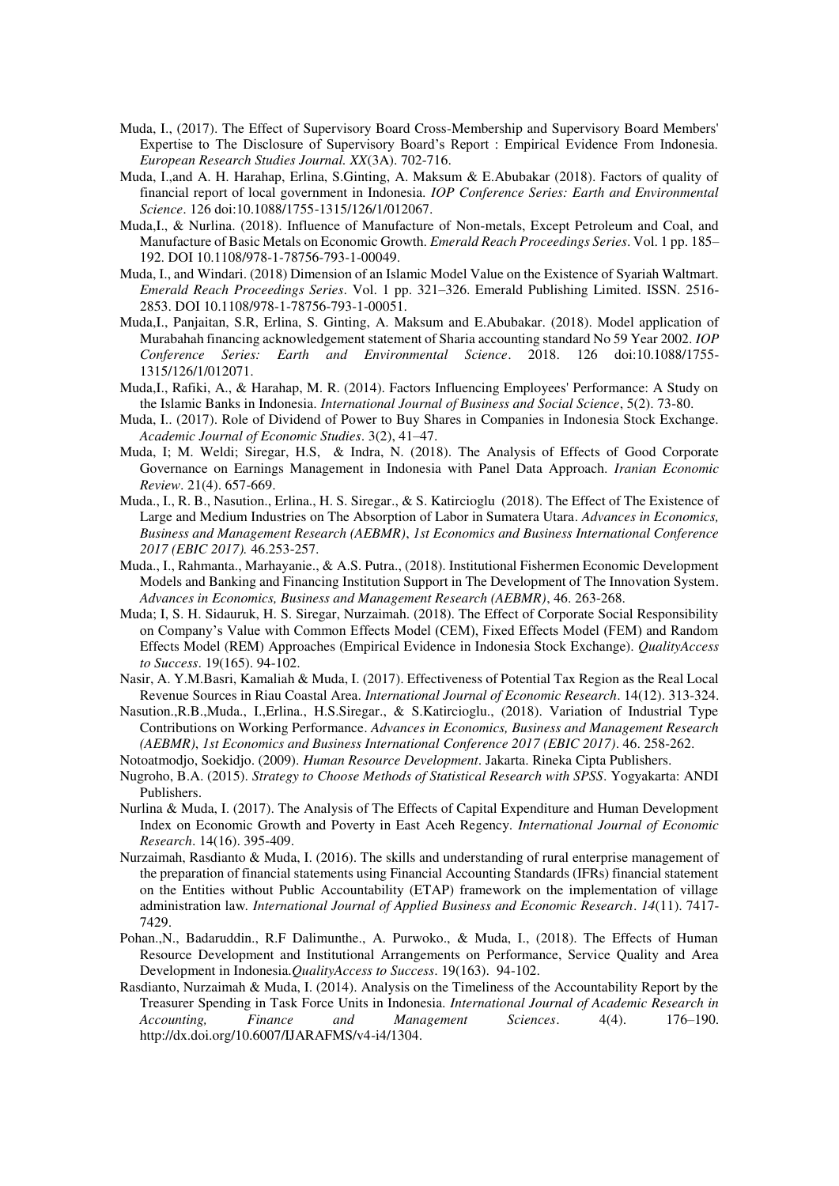Muda, I., (2017). The Effect of Supervisory Board Cross-Membership and Supervisory Board Members' Expertise to The Disclosure of Supervisory Board's Report : Empirical Evidence From Indonesia. *European Research Studies Journal. XX*(3A). 702-716.

Muda, I.,and A. H. Harahap, Erlina, S.Ginting, A. Maksum & E.Abubakar (2018). Factors of quality of financial report of local government in Indonesia. *IOP Conference Series: Earth and Environmental Science*. 126 doi:10.1088/1755-1315/126/1/012067.

Muda,I., & Nurlina. (2018). Influence of Manufacture of Non-metals, Except Petroleum and Coal, and Manufacture of Basic Metals on Economic Growth. *Emerald Reach Proceedings Series*. Vol. 1 pp. 185–192. DOI 10.1108/978-1-78756-793-1-00049.

Muda, I., and Windari. (2018) Dimension of an Islamic Model Value on the Existence of Syariah Waltmart. *Emerald Reach Proceedings Series*. Vol. 1 pp. 321–326. Emerald Publishing Limited. ISSN. 2516-2853. DOI 10.1108/978-1-78756-793-1-00051.

Muda,I., Panjaitan, S.R, Erlina, S. Ginting, A. Maksum and E.Abubakar. (2018). Model application of Murabahah financing acknowledgement statement of Sharia accounting standard No 59 Year 2002. *IOP Conference Series: Earth and Environmental Science*. 2018. 126 doi:10.1088/1755-1315/126/1/012071.

Muda,I., Rafiki, A., & Harahap, M. R. (2014). Factors Influencing Employees' Performance: A Study on the Islamic Banks in Indonesia. *International Journal of Business and Social Science*, 5(2). 73-80.

Muda, I.. (2017). Role of Dividend of Power to Buy Shares in Companies in Indonesia Stock Exchange. *Academic Journal of Economic Studies*. 3(2), 41–47.

Muda, I; M. Weldi; Siregar, H.S, & Indra, N. (2018). The Analysis of Effects of Good Corporate Governance on Earnings Management in Indonesia with Panel Data Approach. *Iranian Economic Review*. 21(4). 657-669.

Muda., I., R. B., Nasution., Erlina., H. S. Siregar., & S. Katircioglu (2018). The Effect of The Existence of Large and Medium Industries on The Absorption of Labor in Sumatera Utara. *Advances in Economics, Business and Management Research (AEBMR)*, *1st Economics and Business International Conference 2017 (EBIC 2017).* 46.253-257.

Muda., I., Rahmanta., Marhayanie., & A.S. Putra., (2018). Institutional Fishermen Economic Development Models and Banking and Financing Institution Support in The Development of The Innovation System. *Advances in Economics, Business and Management Research (AEBMR)*, 46. 263-268.

Muda; I, S. H. Sidauruk, H. S. Siregar, Nurzaimah. (2018). The Effect of Corporate Social Responsibility on Company's Value with Common Effects Model (CEM), Fixed Effects Model (FEM) and Random Effects Model (REM) Approaches (Empirical Evidence in Indonesia Stock Exchange). *QualityAccess to Success*. 19(165). 94-102.

Nasir, A. Y.M.Basri, Kamaliah & Muda, I. (2017). Effectiveness of Potential Tax Region as the Real Local Revenue Sources in Riau Coastal Area. *International Journal of Economic Research*. 14(12). 313-324.

Nasution.,R.B.,Muda., I.,Erlina., H.S.Siregar., & S.Katircioglu., (2018). Variation of Industrial Type Contributions on Working Performance. *Advances in Economics, Business and Management Research (AEBMR)*, *1st Economics and Business International Conference 2017 (EBIC 2017)*. 46. 258-262.

Notoatmodjo, Soekidjo. (2009). *Human Resource Development*. Jakarta. Rineka Cipta Publishers.

Nugroho, B.A. (2015). *Strategy to Choose Methods of Statistical Research with SPSS*. Yogyakarta: ANDI Publishers.

Nurlina & Muda, I. (2017). The Analysis of The Effects of Capital Expenditure and Human Development Index on Economic Growth and Poverty in East Aceh Regency. *International Journal of Economic Research*. 14(16). 395-409.

Nurzaimah, Rasdianto & Muda, I. (2016). The skills and understanding of rural enterprise management of the preparation of financial statements using Financial Accounting Standards (IFRs) financial statement on the Entities without Public Accountability (ETAP) framework on the implementation of village administration law. *International Journal of Applied Business and Economic Research*. *14*(11). 7417-7429.

Pohan.,N., Badaruddin., R.F Dalimunthe., A. Purwoko., & Muda, I., (2018). The Effects of Human Resource Development and Institutional Arrangements on Performance, Service Quality and Area Development in Indonesia.*QualityAccess to Success*. 19(163). 94-102.

Rasdianto, Nurzaimah & Muda, I. (2014). Analysis on the Timeliness of the Accountability Report by the Treasurer Spending in Task Force Units in Indonesia. *International Journal of Academic Research in Accounting, Finance and Management Sciences*. 4(4). 176–190. http://dx.doi.org/10.6007/IJARAFMS/v4-i4/1304.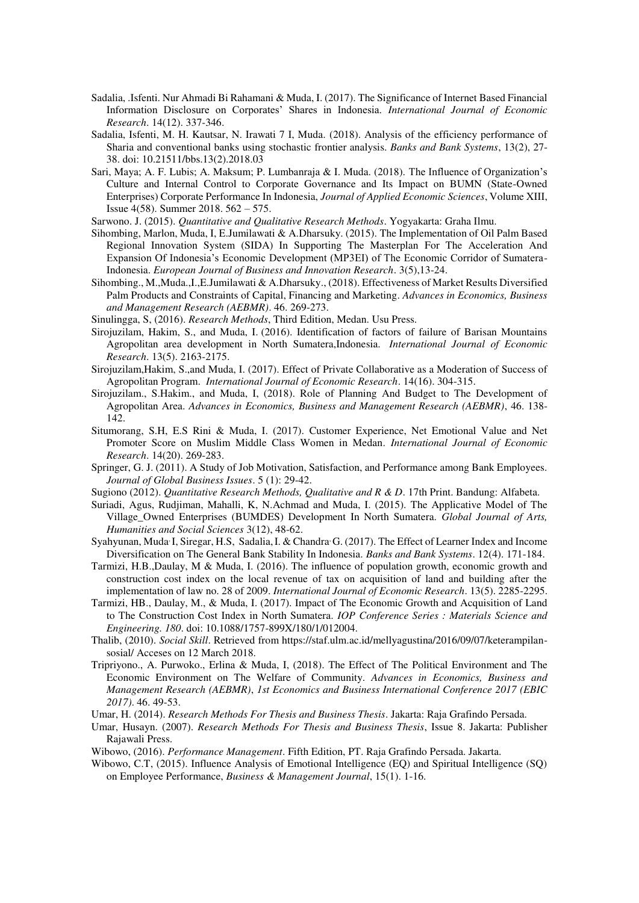Sadalia, .Isfenti. Nur Ahmadi Bi Rahamani & Muda, I. (2017). The Significance of Internet Based Financial Information Disclosure on Corporates' Shares in Indonesia. *International Journal of Economic Research*. 14(12). 337-346.

Sadalia, Isfenti, M. H. Kautsar, N. Irawati 7 I, Muda. (2018). Analysis of the efficiency performance of Sharia and conventional banks using stochastic frontier analysis. *Banks and Bank Systems*, 13(2), 27-38. doi: 10.21511/bbs.13(2).2018.03

Sari, Maya; A. F. Lubis; A. Maksum; P. Lumbanraja & I. Muda. (2018). The Influence of Organization's Culture and Internal Control to Corporate Governance and Its Impact on BUMN (State-Owned Enterprises) Corporate Performance In Indonesia, *Journal of Applied Economic Sciences*, Volume XIII, Issue 4(58). Summer 2018. 562 – 575.

Sarwono. J. (2015). *Quantitative and Qualitative Research Methods*. Yogyakarta: Graha Ilmu.

Sihombing, Marlon, Muda, I, E.Jumilawati & A.Dharsuky. (2015). The Implementation of Oil Palm Based Regional Innovation System (SIDA) In Supporting The Masterplan For The Acceleration And Expansion Of Indonesia's Economic Development (MP3EI) of The Economic Corridor of Sumatera-Indonesia. *European Journal of Business and Innovation Research*. 3(5),13-24.

Sihombing., M.,Muda.,I.,E.Jumilawati & A.Dharsuky., (2018). Effectiveness of Market Results Diversified Palm Products and Constraints of Capital, Financing and Marketing. *Advances in Economics, Business and Management Research (AEBMR)*. 46. 269-273.

Sinulingga, S, (2016). *Research Methods*, Third Edition, Medan. Usu Press.

Sirojuzilam, Hakim, S., and Muda, I. (2016). Identification of factors of failure of Barisan Mountains Agropolitan area development in North Sumatera,Indonesia. *International Journal of Economic Research*. 13(5). 2163-2175.

Sirojuzilam,Hakim, S.,and Muda, I. (2017). Effect of Private Collaborative as a Moderation of Success of Agropolitan Program. *International Journal of Economic Research*. 14(16). 304-315.

Sirojuzilam., S.Hakim., and Muda, I, (2018). Role of Planning And Budget to The Development of Agropolitan Area. *Advances in Economics, Business and Management Research (AEBMR)*, 46. 138-142.

Situmorang, S.H, E.S Rini & Muda, I. (2017). Customer Experience, Net Emotional Value and Net Promoter Score on Muslim Middle Class Women in Medan. *International Journal of Economic Research*. 14(20). 269-283.

Springer, G. J. (2011). A Study of Job Motivation, Satisfaction, and Performance among Bank Employees. *Journal of Global Business Issues*. 5 (1): 29-42.

Sugiono (2012). *Quantitative Research Methods, Qualitative and R & D*. 17th Print. Bandung: Alfabeta.

Suriadi, Agus, Rudjiman, Mahalli, K, N.Achmad and Muda, I. (2015). The Applicative Model of The Village_Owned Enterprises (BUMDES) Development In North Sumatera. *Global Journal of Arts, Humanities and Social Sciences* 3(12), 48-62.

Syahyunan, Muda, I, Siregar, H.S, Sadalia, I. & Chandra, G. (2017). The Effect of Learner Index and Income Diversification on The General Bank Stability In Indonesia. *Banks and Bank Systems*. 12(4). 171-184.

Tarmizi, H.B.,Daulay, M & Muda, I. (2016). The influence of population growth, economic growth and construction cost index on the local revenue of tax on acquisition of land and building after the implementation of law no. 28 of 2009. *International Journal of Economic Research*. 13(5). 2285-2295.

Tarmizi, HB., Daulay, M., & Muda, I. (2017). Impact of The Economic Growth and Acquisition of Land to The Construction Cost Index in North Sumatera. *IOP Conference Series : Materials Science and Engineering. 180*. doi: 10.1088/1757-899X/180/1/012004.

Thalib, (2010). *Social Skill*. Retrieved from https://staf.ulm.ac.id/mellyagustina/2016/09/07/keterampilan-sosial/ Acceses on 12 March 2018.

Tripriyono., A. Purwoko., Erlina & Muda, I, (2018). The Effect of The Political Environment and The Economic Environment on The Welfare of Community. *Advances in Economics, Business and Management Research (AEBMR)*, *1st Economics and Business International Conference 2017 (EBIC 2017)*. 46. 49-53.

Umar, H. (2014). *Research Methods For Thesis and Business Thesis*. Jakarta: Raja Grafindo Persada.

Umar, Husayn. (2007). *Research Methods For Thesis and Business Thesis*, Issue 8. Jakarta: Publisher Rajawali Press.

Wibowo, (2016). *Performance Management*. Fifth Edition, PT. Raja Grafindo Persada. Jakarta.

Wibowo, C.T, (2015). Influence Analysis of Emotional Intelligence (EQ) and Spiritual Intelligence (SQ) on Employee Performance, *Business & Management Journal*, 15(1). 1-16.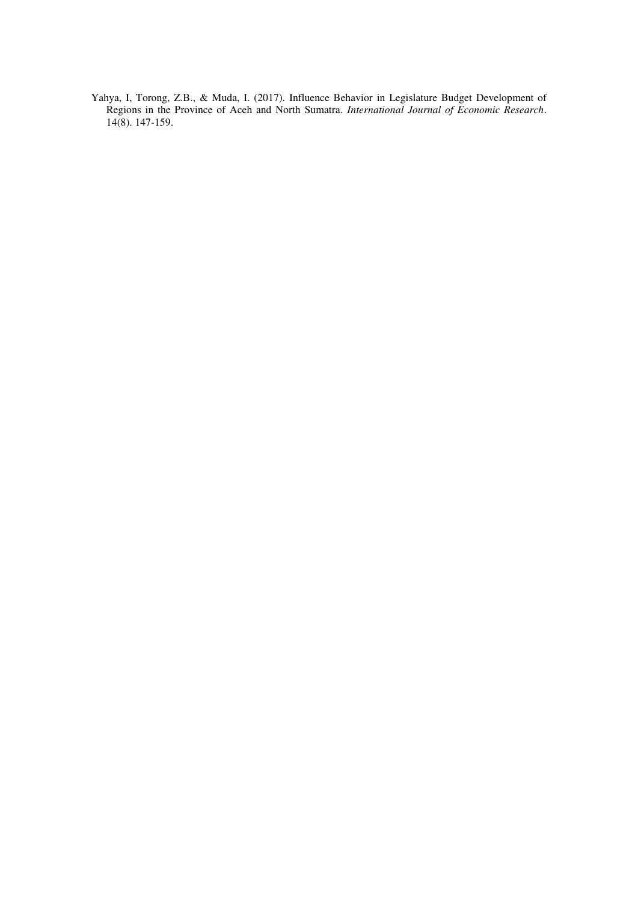Yahya, I, Torong, Z.B., & Muda, I. (2017). Influence Behavior in Legislature Budget Development of Regions in the Province of Aceh and North Sumatra. *International Journal of Economic Research*. 14(8). 147-159.